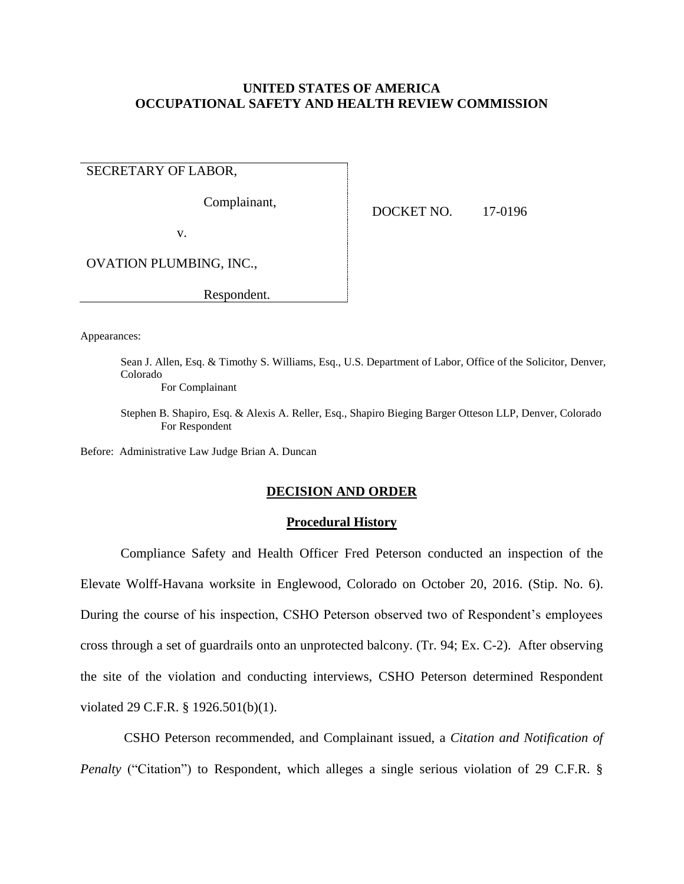# UNITED STATES OF AMERICA
# OCCUPATIONAL SAFETY AND HEALTH REVIEW COMMISSION

| | |
|---|---|
| SECRETARY OF LABOR,<br><br>Complainant,<br><br>v.<br><br>OVATION PLUMBING, INC.,<br><br>Respondent. | DOCKET NO. 17-0196 |

Appearances:

Sean J. Allen, Esq. & Timothy S. Williams, Esq., U.S. Department of Labor, Office of the Solicitor, Denver, Colorado
For Complainant

Stephen B. Shapiro, Esq. & Alexis A. Reller, Esq., Shapiro Bieging Barger Otteson LLP, Denver, Colorado
For Respondent

Before: Administrative Law Judge Brian A. Duncan

## DECISION AND ORDER

### Procedural History

Compliance Safety and Health Officer Fred Peterson conducted an inspection of the Elevate Wolff-Havana worksite in Englewood, Colorado on October 20, 2016. (Stip. No. 6). During the course of his inspection, CSHO Peterson observed two of Respondent's employees cross through a set of guardrails onto an unprotected balcony. (Tr. 94; Ex. C-2). After observing the site of the violation and conducting interviews, CSHO Peterson determined Respondent violated 29 C.F.R. § 1926.501(b)(1).

CSHO Peterson recommended, and Complainant issued, a *Citation and Notification of Penalty* ("Citation") to Respondent, which alleges a single serious violation of 29 C.F.R. §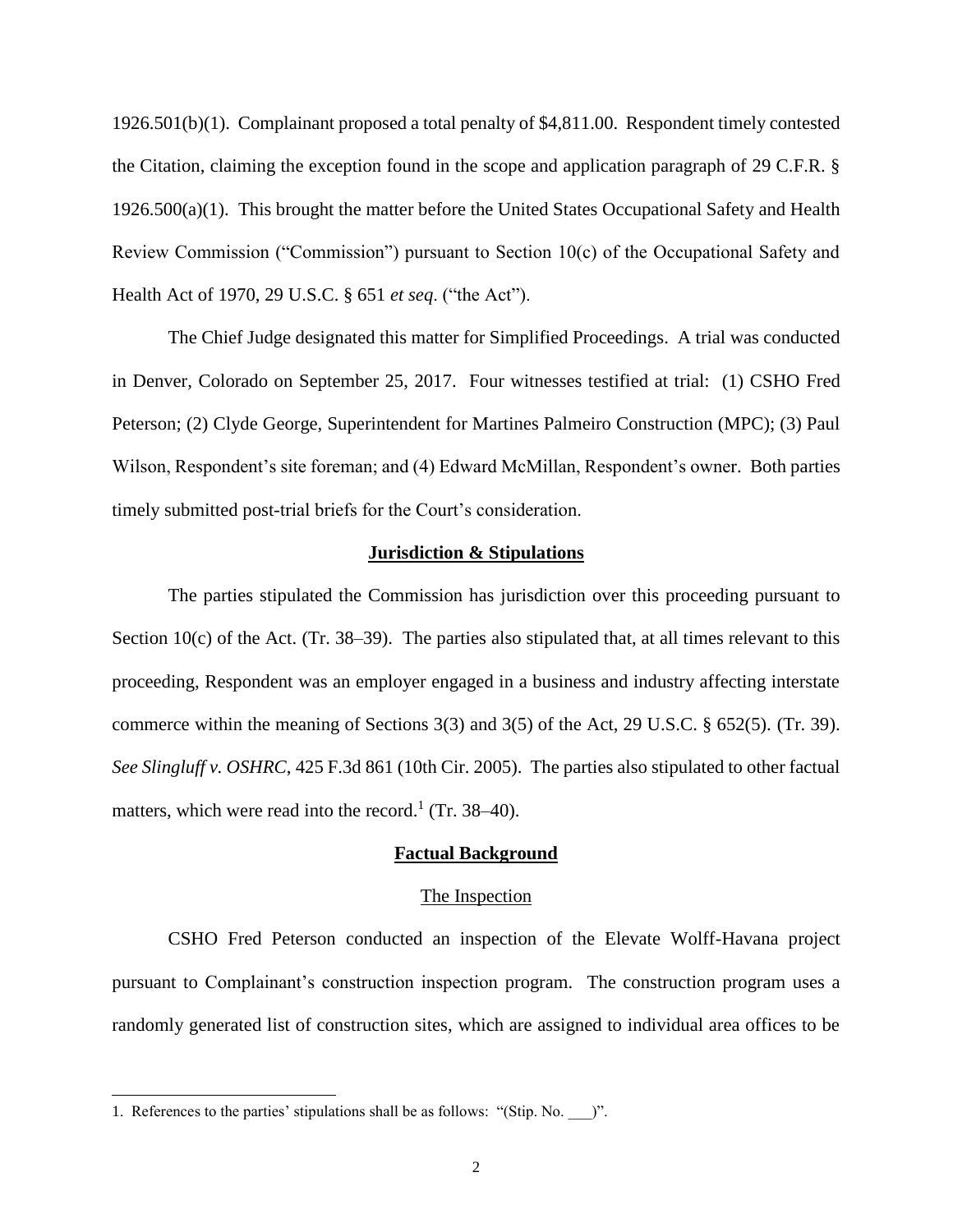1926.501(b)(1). Complainant proposed a total penalty of $4,811.00. Respondent timely contested the Citation, claiming the exception found in the scope and application paragraph of 29 C.F.R. § 1926.500(a)(1). This brought the matter before the United States Occupational Safety and Health Review Commission ("Commission") pursuant to Section 10(c) of the Occupational Safety and Health Act of 1970, 29 U.S.C. § 651 *et seq*. ("the Act").

The Chief Judge designated this matter for Simplified Proceedings. A trial was conducted in Denver, Colorado on September 25, 2017. Four witnesses testified at trial: (1) CSHO Fred Peterson; (2) Clyde George, Superintendent for Martines Palmeiro Construction (MPC); (3) Paul Wilson, Respondent's site foreman; and (4) Edward McMillan, Respondent's owner. Both parties timely submitted post-trial briefs for the Court's consideration.

## Jurisdiction & Stipulations

The parties stipulated the Commission has jurisdiction over this proceeding pursuant to Section 10(c) of the Act. (Tr. 38–39). The parties also stipulated that, at all times relevant to this proceeding, Respondent was an employer engaged in a business and industry affecting interstate commerce within the meaning of Sections 3(3) and 3(5) of the Act, 29 U.S.C. § 652(5). (Tr. 39). *See Slingluff v. OSHRC*, 425 F.3d 861 (10th Cir. 2005). The parties also stipulated to other factual matters, which were read into the record.[1] (Tr. 38–40).

## Factual Background

### The Inspection

CSHO Fred Peterson conducted an inspection of the Elevate Wolff-Havana project pursuant to Complainant's construction inspection program. The construction program uses a randomly generated list of construction sites, which are assigned to individual area offices to be

---

1. References to the parties' stipulations shall be as follows: "(Stip. No. ___)".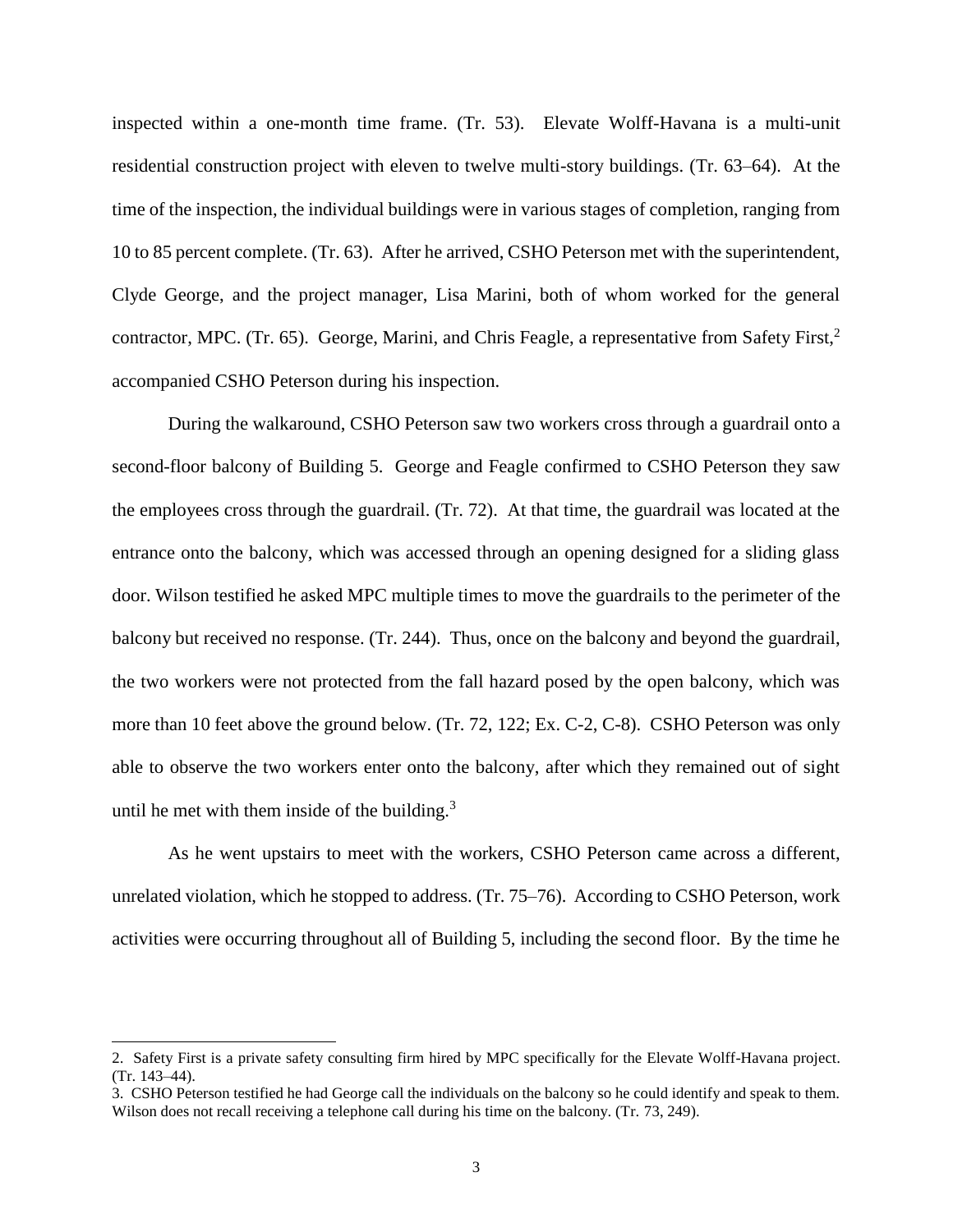inspected within a one-month time frame. (Tr. 53). Elevate Wolff-Havana is a multi-unit residential construction project with eleven to twelve multi-story buildings. (Tr. 63–64). At the time of the inspection, the individual buildings were in various stages of completion, ranging from 10 to 85 percent complete. (Tr. 63). After he arrived, CSHO Peterson met with the superintendent, Clyde George, and the project manager, Lisa Marini, both of whom worked for the general contractor, MPC. (Tr. 65). George, Marini, and Chris Feagle, a representative from Safety First,[2] accompanied CSHO Peterson during his inspection.

During the walkaround, CSHO Peterson saw two workers cross through a guardrail onto a second-floor balcony of Building 5. George and Feagle confirmed to CSHO Peterson they saw the employees cross through the guardrail. (Tr. 72). At that time, the guardrail was located at the entrance onto the balcony, which was accessed through an opening designed for a sliding glass door. Wilson testified he asked MPC multiple times to move the guardrails to the perimeter of the balcony but received no response. (Tr. 244). Thus, once on the balcony and beyond the guardrail, the two workers were not protected from the fall hazard posed by the open balcony, which was more than 10 feet above the ground below. (Tr. 72, 122; Ex. C-2, C-8). CSHO Peterson was only able to observe the two workers enter onto the balcony, after which they remained out of sight until he met with them inside of the building.[3]

As he went upstairs to meet with the workers, CSHO Peterson came across a different, unrelated violation, which he stopped to address. (Tr. 75–76). According to CSHO Peterson, work activities were occurring throughout all of Building 5, including the second floor. By the time he

---

2. Safety First is a private safety consulting firm hired by MPC specifically for the Elevate Wolff-Havana project. (Tr. 143–44).

3. CSHO Peterson testified he had George call the individuals on the balcony so he could identify and speak to them. Wilson does not recall receiving a telephone call during his time on the balcony. (Tr. 73, 249).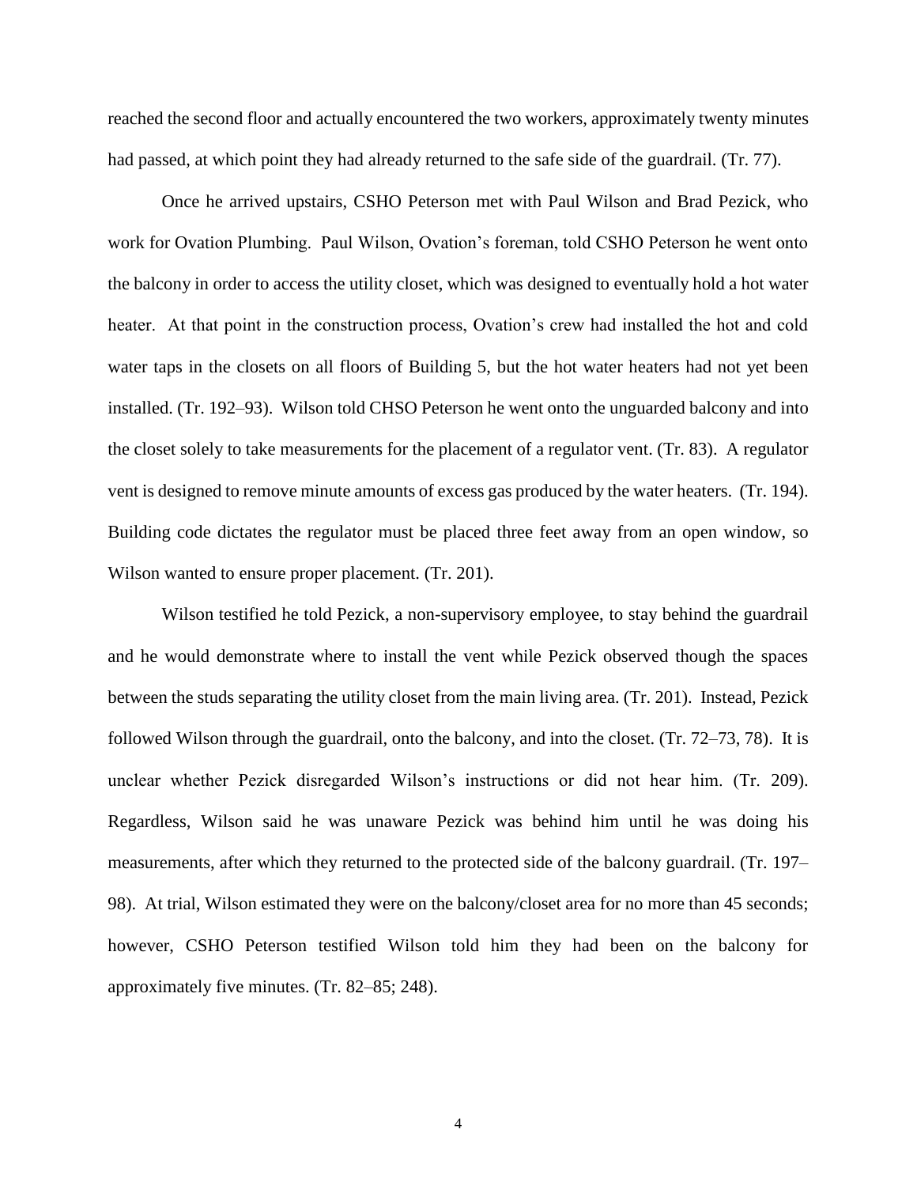reached the second floor and actually encountered the two workers, approximately twenty minutes had passed, at which point they had already returned to the safe side of the guardrail. (Tr. 77).

Once he arrived upstairs, CSHO Peterson met with Paul Wilson and Brad Pezick, who work for Ovation Plumbing. Paul Wilson, Ovation's foreman, told CSHO Peterson he went onto the balcony in order to access the utility closet, which was designed to eventually hold a hot water heater. At that point in the construction process, Ovation's crew had installed the hot and cold water taps in the closets on all floors of Building 5, but the hot water heaters had not yet been installed. (Tr. 192–93). Wilson told CHSO Peterson he went onto the unguarded balcony and into the closet solely to take measurements for the placement of a regulator vent. (Tr. 83). A regulator vent is designed to remove minute amounts of excess gas produced by the water heaters. (Tr. 194). Building code dictates the regulator must be placed three feet away from an open window, so Wilson wanted to ensure proper placement. (Tr. 201).

Wilson testified he told Pezick, a non-supervisory employee, to stay behind the guardrail and he would demonstrate where to install the vent while Pezick observed though the spaces between the studs separating the utility closet from the main living area. (Tr. 201). Instead, Pezick followed Wilson through the guardrail, onto the balcony, and into the closet. (Tr. 72–73, 78). It is unclear whether Pezick disregarded Wilson's instructions or did not hear him. (Tr. 209). Regardless, Wilson said he was unaware Pezick was behind him until he was doing his measurements, after which they returned to the protected side of the balcony guardrail. (Tr. 197–98). At trial, Wilson estimated they were on the balcony/closet area for no more than 45 seconds; however, CSHO Peterson testified Wilson told him they had been on the balcony for approximately five minutes. (Tr. 82–85; 248).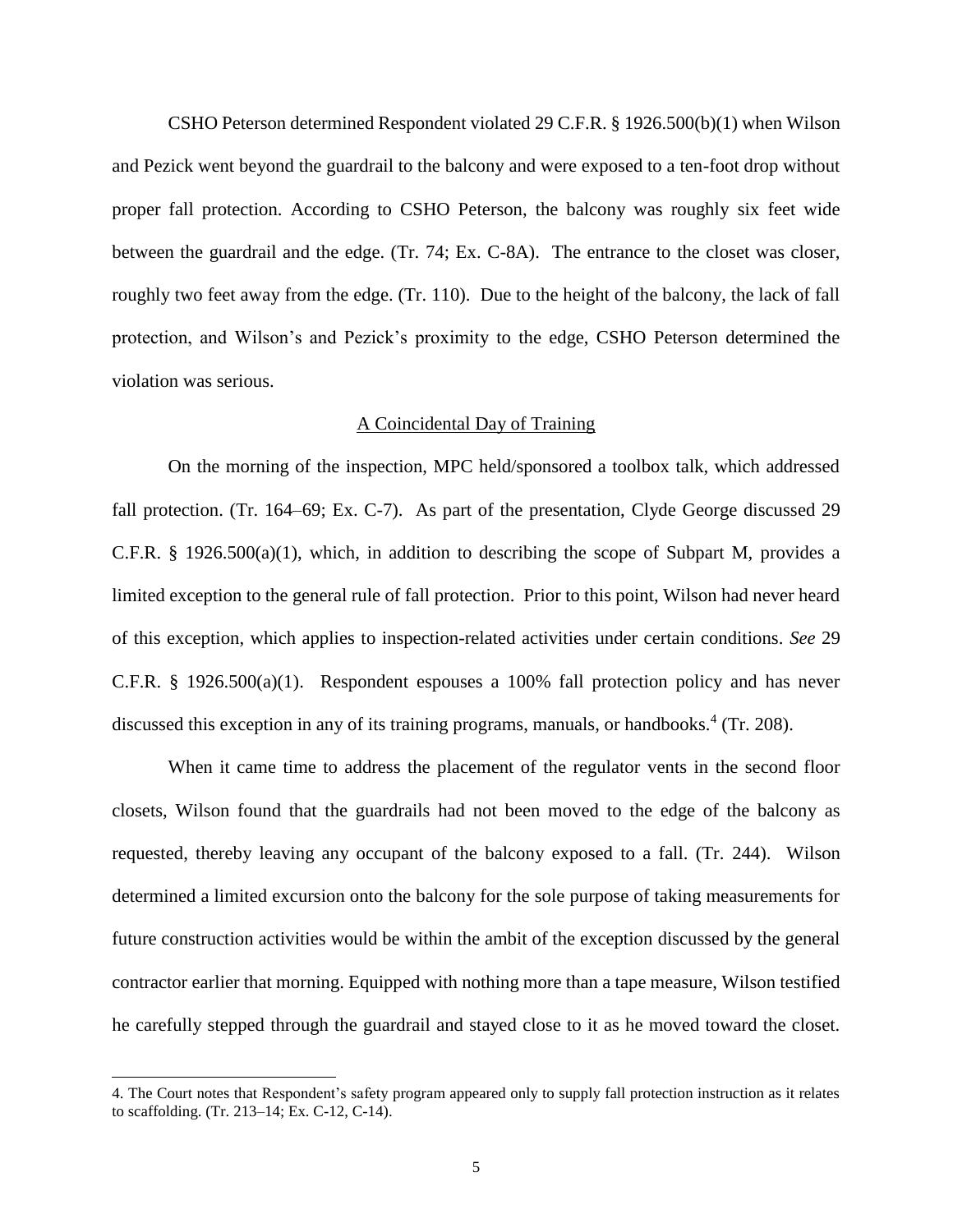CSHO Peterson determined Respondent violated 29 C.F.R. § 1926.500(b)(1) when Wilson and Pezick went beyond the guardrail to the balcony and were exposed to a ten-foot drop without proper fall protection. According to CSHO Peterson, the balcony was roughly six feet wide between the guardrail and the edge. (Tr. 74; Ex. C-8A). The entrance to the closet was closer, roughly two feet away from the edge. (Tr. 110). Due to the height of the balcony, the lack of fall protection, and Wilson's and Pezick's proximity to the edge, CSHO Peterson determined the violation was serious.

## A Coincidental Day of Training

On the morning of the inspection, MPC held/sponsored a toolbox talk, which addressed fall protection. (Tr. 164–69; Ex. C-7). As part of the presentation, Clyde George discussed 29 C.F.R. § 1926.500(a)(1), which, in addition to describing the scope of Subpart M, provides a limited exception to the general rule of fall protection. Prior to this point, Wilson had never heard of this exception, which applies to inspection-related activities under certain conditions. *See* 29 C.F.R. § 1926.500(a)(1). Respondent espouses a 100% fall protection policy and has never discussed this exception in any of its training programs, manuals, or handbooks.[4] (Tr. 208).

When it came time to address the placement of the regulator vents in the second floor closets, Wilson found that the guardrails had not been moved to the edge of the balcony as requested, thereby leaving any occupant of the balcony exposed to a fall. (Tr. 244). Wilson determined a limited excursion onto the balcony for the sole purpose of taking measurements for future construction activities would be within the ambit of the exception discussed by the general contractor earlier that morning. Equipped with nothing more than a tape measure, Wilson testified he carefully stepped through the guardrail and stayed close to it as he moved toward the closet.

4. The Court notes that Respondent's safety program appeared only to supply fall protection instruction as it relates to scaffolding. (Tr. 213–14; Ex. C-12, C-14).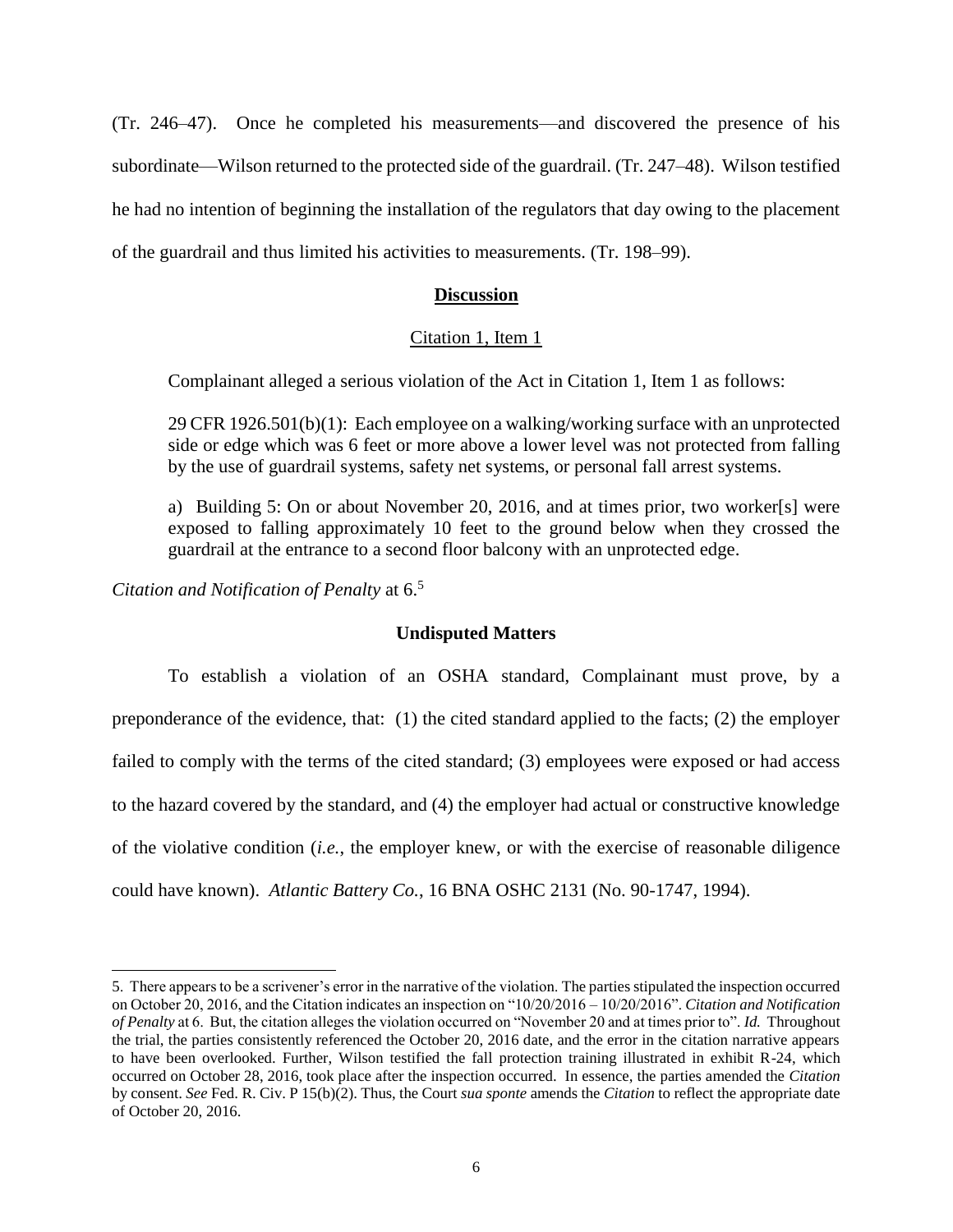(Tr. 246–47). Once he completed his measurements—and discovered the presence of his subordinate—Wilson returned to the protected side of the guardrail. (Tr. 247–48). Wilson testified he had no intention of beginning the installation of the regulators that day owing to the placement of the guardrail and thus limited his activities to measurements. (Tr. 198–99).

## Discussion

### Citation 1, Item 1

Complainant alleged a serious violation of the Act in Citation 1, Item 1 as follows:

> 29 CFR 1926.501(b)(1): Each employee on a walking/working surface with an unprotected side or edge which was 6 feet or more above a lower level was not protected from falling by the use of guardrail systems, safety net systems, or personal fall arrest systems.
>
> a) Building 5: On or about November 20, 2016, and at times prior, two worker[s] were exposed to falling approximately 10 feet to the ground below when they crossed the guardrail at the entrance to a second floor balcony with an unprotected edge.

*Citation and Notification of Penalty* at 6.[5]

### Undisputed Matters

To establish a violation of an OSHA standard, Complainant must prove, by a preponderance of the evidence, that: (1) the cited standard applied to the facts; (2) the employer failed to comply with the terms of the cited standard; (3) employees were exposed or had access to the hazard covered by the standard, and (4) the employer had actual or constructive knowledge of the violative condition (*i.e.*, the employer knew, or with the exercise of reasonable diligence could have known). *Atlantic Battery Co.*, 16 BNA OSHC 2131 (No. 90-1747, 1994).

---

5. There appears to be a scrivener's error in the narrative of the violation. The parties stipulated the inspection occurred on October 20, 2016, and the Citation indicates an inspection on "10/20/2016 – 10/20/2016". *Citation and Notification of Penalty* at 6. But, the citation alleges the violation occurred on "November 20 and at times prior to". *Id.* Throughout the trial, the parties consistently referenced the October 20, 2016 date, and the error in the citation narrative appears to have been overlooked. Further, Wilson testified the fall protection training illustrated in exhibit R-24, which occurred on October 28, 2016, took place after the inspection occurred. In essence, the parties amended the *Citation* by consent. *See* Fed. R. Civ. P 15(b)(2). Thus, the Court *sua sponte* amends the *Citation* to reflect the appropriate date of October 20, 2016.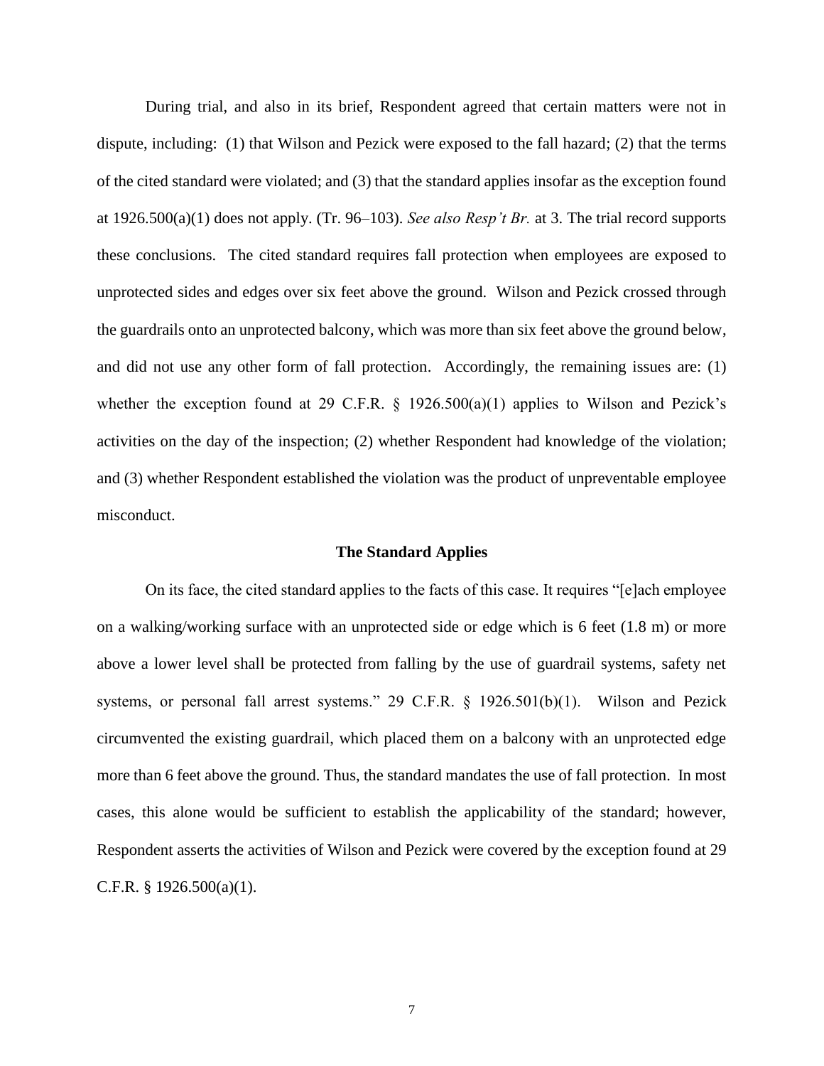During trial, and also in its brief, Respondent agreed that certain matters were not in dispute, including: (1) that Wilson and Pezick were exposed to the fall hazard; (2) that the terms of the cited standard were violated; and (3) that the standard applies insofar as the exception found at 1926.500(a)(1) does not apply. (Tr. 96–103). *See also Resp't Br.* at 3. The trial record supports these conclusions. The cited standard requires fall protection when employees are exposed to unprotected sides and edges over six feet above the ground. Wilson and Pezick crossed through the guardrails onto an unprotected balcony, which was more than six feet above the ground below, and did not use any other form of fall protection. Accordingly, the remaining issues are: (1) whether the exception found at 29 C.F.R. § 1926.500(a)(1) applies to Wilson and Pezick's activities on the day of the inspection; (2) whether Respondent had knowledge of the violation; and (3) whether Respondent established the violation was the product of unpreventable employee misconduct.

**The Standard Applies**

On its face, the cited standard applies to the facts of this case. It requires "[e]ach employee on a walking/working surface with an unprotected side or edge which is 6 feet (1.8 m) or more above a lower level shall be protected from falling by the use of guardrail systems, safety net systems, or personal fall arrest systems." 29 C.F.R. § 1926.501(b)(1). Wilson and Pezick circumvented the existing guardrail, which placed them on a balcony with an unprotected edge more than 6 feet above the ground. Thus, the standard mandates the use of fall protection. In most cases, this alone would be sufficient to establish the applicability of the standard; however, Respondent asserts the activities of Wilson and Pezick were covered by the exception found at 29 C.F.R. § 1926.500(a)(1).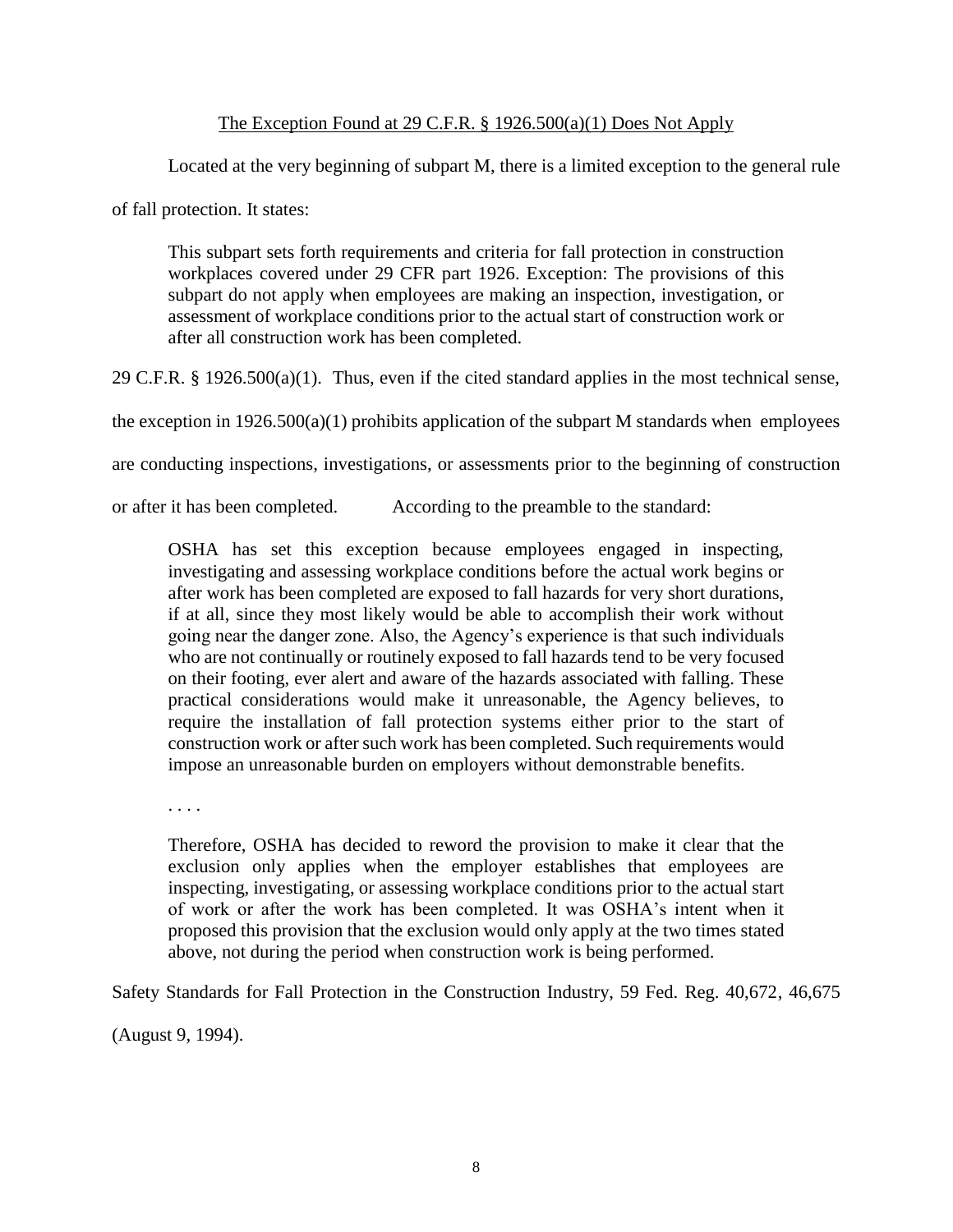<u>The Exception Found at 29 C.F.R. § 1926.500(a)(1) Does Not Apply</u>

Located at the very beginning of subpart M, there is a limited exception to the general rule of fall protection. It states:

> This subpart sets forth requirements and criteria for fall protection in construction workplaces covered under 29 CFR part 1926. Exception: The provisions of this subpart do not apply when employees are making an inspection, investigation, or assessment of workplace conditions prior to the actual start of construction work or after all construction work has been completed.

29 C.F.R. § 1926.500(a)(1). Thus, even if the cited standard applies in the most technical sense, the exception in 1926.500(a)(1) prohibits application of the subpart M standards when employees are conducting inspections, investigations, or assessments prior to the beginning of construction or after it has been completed. According to the preamble to the standard:

> OSHA has set this exception because employees engaged in inspecting, investigating and assessing workplace conditions before the actual work begins or after work has been completed are exposed to fall hazards for very short durations, if at all, since they most likely would be able to accomplish their work without going near the danger zone. Also, the Agency's experience is that such individuals who are not continually or routinely exposed to fall hazards tend to be very focused on their footing, ever alert and aware of the hazards associated with falling. These practical considerations would make it unreasonable, the Agency believes, to require the installation of fall protection systems either prior to the start of construction work or after such work has been completed. Such requirements would impose an unreasonable burden on employers without demonstrable benefits.
>
> . . . .
>
> Therefore, OSHA has decided to reword the provision to make it clear that the exclusion only applies when the employer establishes that employees are inspecting, investigating, or assessing workplace conditions prior to the actual start of work or after the work has been completed. It was OSHA's intent when it proposed this provision that the exclusion would only apply at the two times stated above, not during the period when construction work is being performed.

Safety Standards for Fall Protection in the Construction Industry, 59 Fed. Reg. 40,672, 46,675 (August 9, 1994).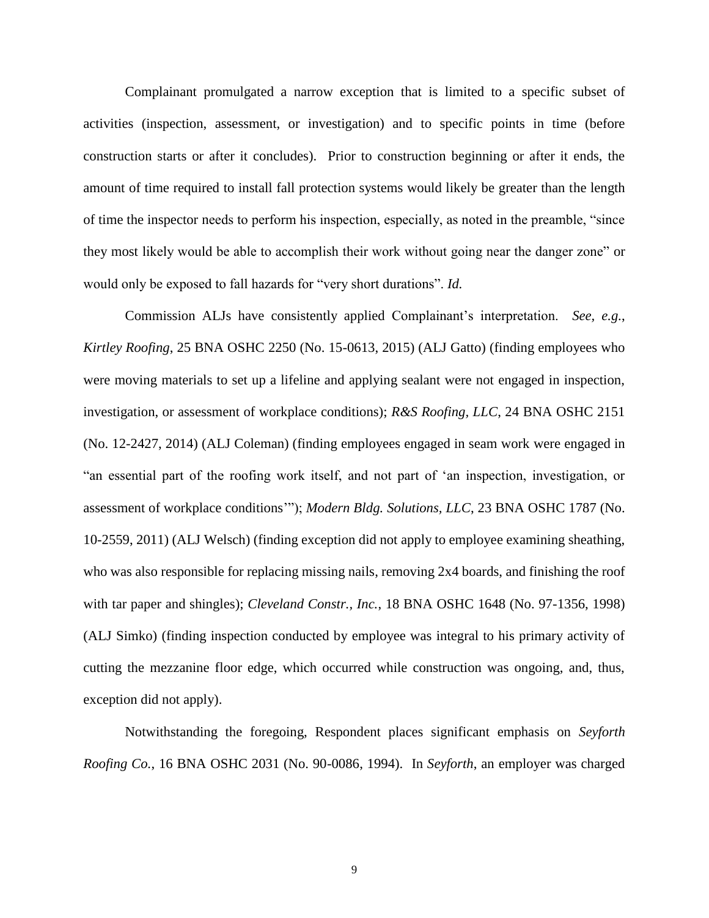Complainant promulgated a narrow exception that is limited to a specific subset of activities (inspection, assessment, or investigation) and to specific points in time (before construction starts or after it concludes). Prior to construction beginning or after it ends, the amount of time required to install fall protection systems would likely be greater than the length of time the inspector needs to perform his inspection, especially, as noted in the preamble, "since they most likely would be able to accomplish their work without going near the danger zone" or would only be exposed to fall hazards for "very short durations". *Id.*

Commission ALJs have consistently applied Complainant's interpretation. *See, e.g.*, *Kirtley Roofing*, 25 BNA OSHC 2250 (No. 15-0613, 2015) (ALJ Gatto) (finding employees who were moving materials to set up a lifeline and applying sealant were not engaged in inspection, investigation, or assessment of workplace conditions); *R&S Roofing, LLC*, 24 BNA OSHC 2151 (No. 12-2427, 2014) (ALJ Coleman) (finding employees engaged in seam work were engaged in "an essential part of the roofing work itself, and not part of 'an inspection, investigation, or assessment of workplace conditions'"); *Modern Bldg. Solutions, LLC*, 23 BNA OSHC 1787 (No. 10-2559, 2011) (ALJ Welsch) (finding exception did not apply to employee examining sheathing, who was also responsible for replacing missing nails, removing 2x4 boards, and finishing the roof with tar paper and shingles); *Cleveland Constr., Inc.*, 18 BNA OSHC 1648 (No. 97-1356, 1998) (ALJ Simko) (finding inspection conducted by employee was integral to his primary activity of cutting the mezzanine floor edge, which occurred while construction was ongoing, and, thus, exception did not apply).

Notwithstanding the foregoing, Respondent places significant emphasis on *Seyforth Roofing Co.*, 16 BNA OSHC 2031 (No. 90-0086, 1994). In *Seyforth*, an employer was charged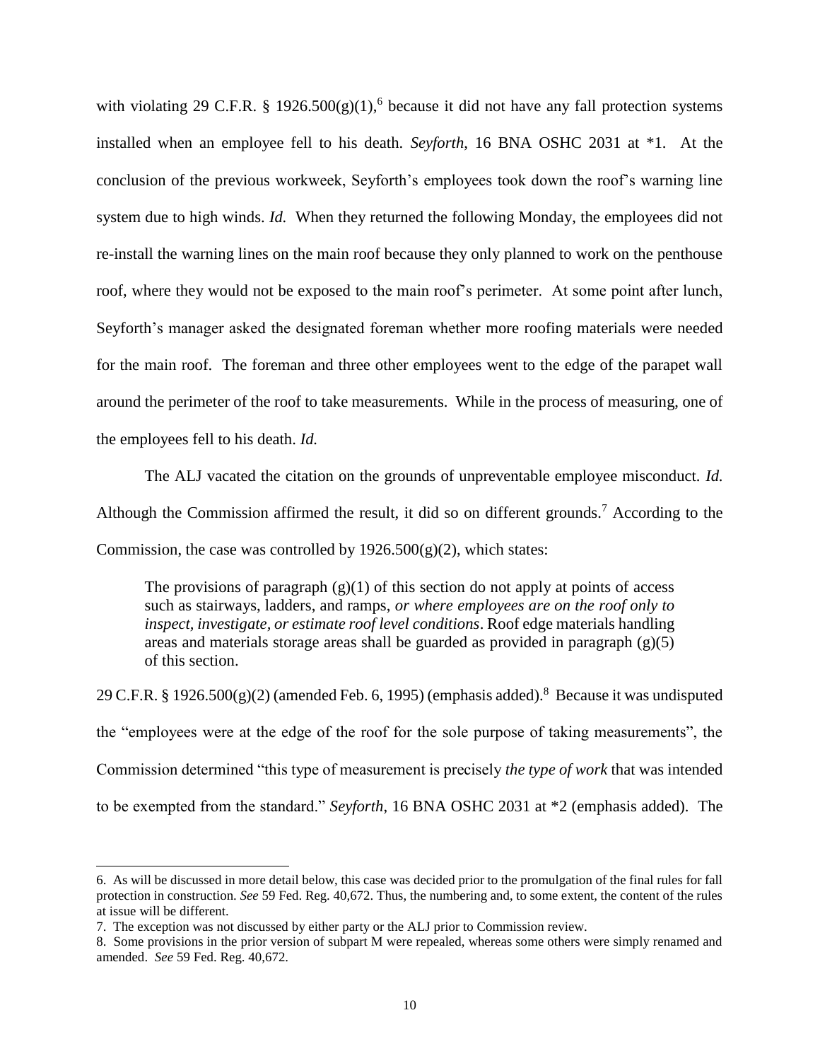with violating 29 C.F.R. § 1926.500(g)(1),[6] because it did not have any fall protection systems installed when an employee fell to his death. *Seyforth*, 16 BNA OSHC 2031 at *1. At the conclusion of the previous workweek, Seyforth's employees took down the roof's warning line system due to high winds. *Id.* When they returned the following Monday, the employees did not re-install the warning lines on the main roof because they only planned to work on the penthouse roof, where they would not be exposed to the main roof's perimeter. At some point after lunch, Seyforth's manager asked the designated foreman whether more roofing materials were needed for the main roof. The foreman and three other employees went to the edge of the parapet wall around the perimeter of the roof to take measurements. While in the process of measuring, one of the employees fell to his death. *Id.*

The ALJ vacated the citation on the grounds of unpreventable employee misconduct. *Id.* Although the Commission affirmed the result, it did so on different grounds.[7] According to the Commission, the case was controlled by 1926.500(g)(2), which states:

> The provisions of paragraph (g)(1) of this section do not apply at points of access such as stairways, ladders, and ramps, *or where employees are on the roof only to inspect, investigate, or estimate roof level conditions*. Roof edge materials handling areas and materials storage areas shall be guarded as provided in paragraph (g)(5) of this section.

29 C.F.R. § 1926.500(g)(2) (amended Feb. 6, 1995) (emphasis added).[8] Because it was undisputed the "employees were at the edge of the roof for the sole purpose of taking measurements", the Commission determined "this type of measurement is precisely *the type of work* that was intended to be exempted from the standard." *Seyforth*, 16 BNA OSHC 2031 at *2 (emphasis added). The

---

6. As will be discussed in more detail below, this case was decided prior to the promulgation of the final rules for fall protection in construction. *See* 59 Fed. Reg. 40,672. Thus, the numbering and, to some extent, the content of the rules at issue will be different.

7. The exception was not discussed by either party or the ALJ prior to Commission review.

8. Some provisions in the prior version of subpart M were repealed, whereas some others were simply renamed and amended. *See* 59 Fed. Reg. 40,672.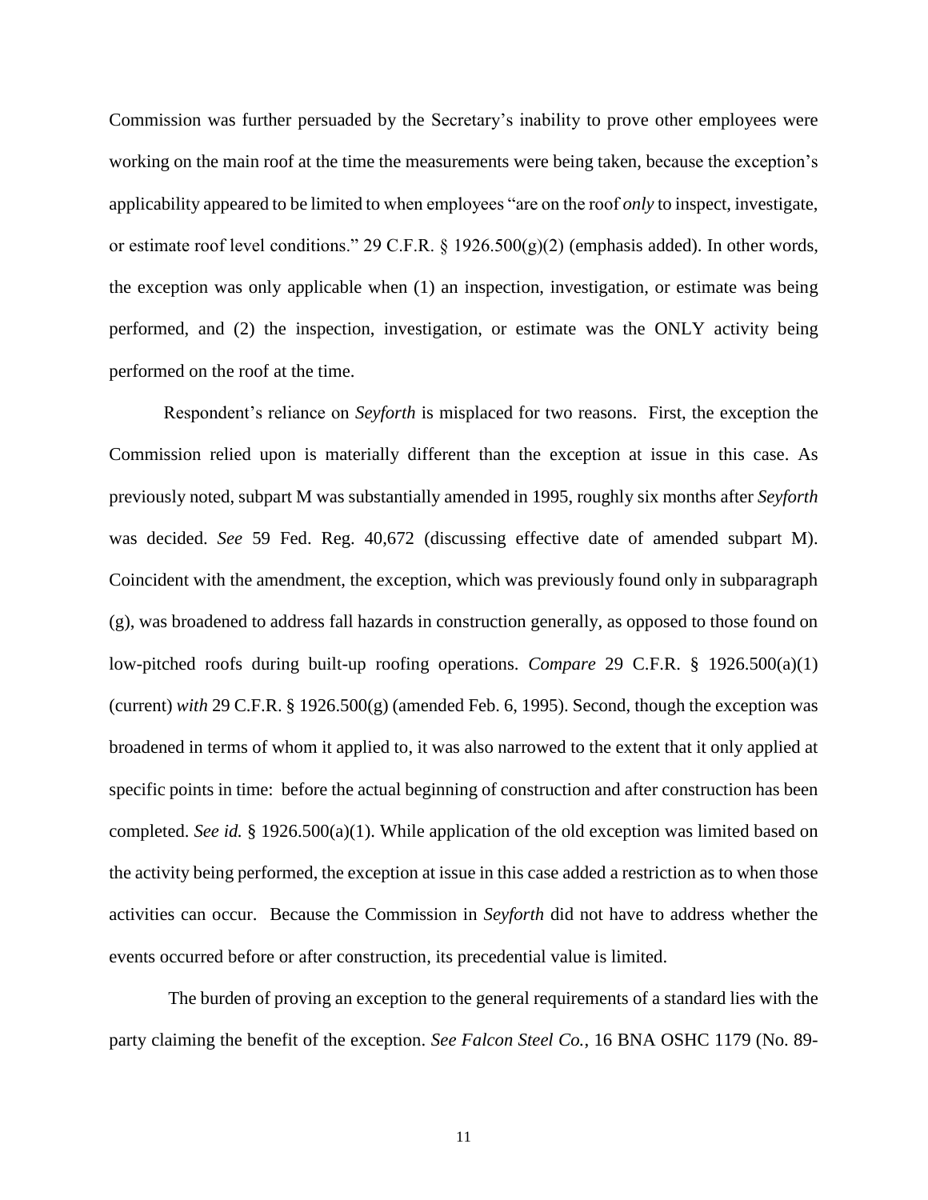Commission was further persuaded by the Secretary's inability to prove other employees were working on the main roof at the time the measurements were being taken, because the exception's applicability appeared to be limited to when employees "are on the roof *only* to inspect, investigate, or estimate roof level conditions." 29 C.F.R. § 1926.500(g)(2) (emphasis added). In other words, the exception was only applicable when (1) an inspection, investigation, or estimate was being performed, and (2) the inspection, investigation, or estimate was the ONLY activity being performed on the roof at the time.

Respondent's reliance on *Seyforth* is misplaced for two reasons. First, the exception the Commission relied upon is materially different than the exception at issue in this case. As previously noted, subpart M was substantially amended in 1995, roughly six months after *Seyforth* was decided. *See* 59 Fed. Reg. 40,672 (discussing effective date of amended subpart M). Coincident with the amendment, the exception, which was previously found only in subparagraph (g), was broadened to address fall hazards in construction generally, as opposed to those found on low-pitched roofs during built-up roofing operations. *Compare* 29 C.F.R. § 1926.500(a)(1) (current) *with* 29 C.F.R. § 1926.500(g) (amended Feb. 6, 1995). Second, though the exception was broadened in terms of whom it applied to, it was also narrowed to the extent that it only applied at specific points in time: before the actual beginning of construction and after construction has been completed. *See id.* § 1926.500(a)(1). While application of the old exception was limited based on the activity being performed, the exception at issue in this case added a restriction as to when those activities can occur. Because the Commission in *Seyforth* did not have to address whether the events occurred before or after construction, its precedential value is limited.

The burden of proving an exception to the general requirements of a standard lies with the party claiming the benefit of the exception. *See Falcon Steel Co.*, 16 BNA OSHC 1179 (No. 89-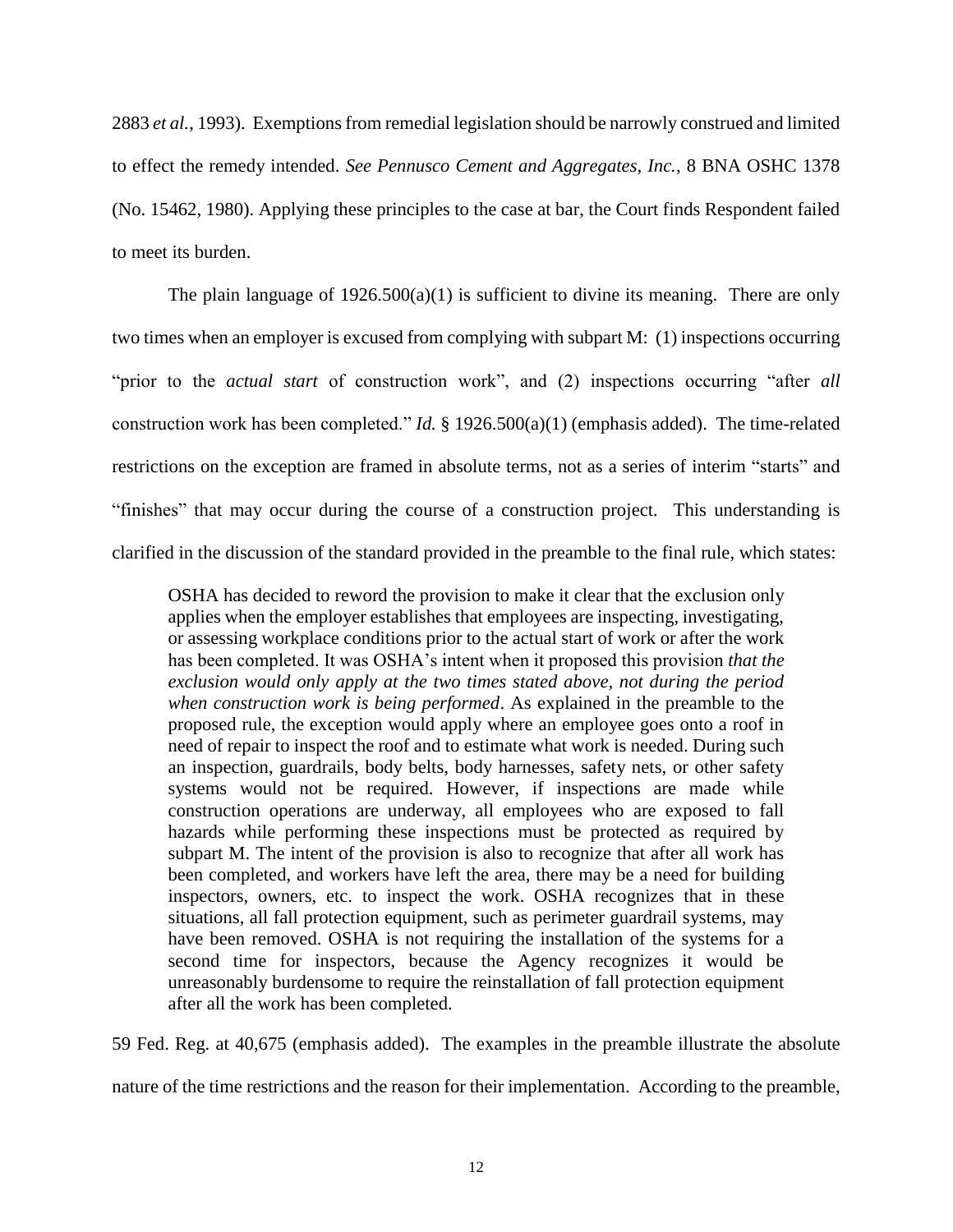2883 *et al.*, 1993). Exemptions from remedial legislation should be narrowly construed and limited to effect the remedy intended. *See Pennusco Cement and Aggregates, Inc.*, 8 BNA OSHC 1378 (No. 15462, 1980). Applying these principles to the case at bar, the Court finds Respondent failed to meet its burden.

The plain language of 1926.500(a)(1) is sufficient to divine its meaning. There are only two times when an employer is excused from complying with subpart M: (1) inspections occurring "prior to the *actual start* of construction work", and (2) inspections occurring "after *all* construction work has been completed." *Id.* § 1926.500(a)(1) (emphasis added). The time-related restrictions on the exception are framed in absolute terms, not as a series of interim "starts" and "finishes" that may occur during the course of a construction project. This understanding is clarified in the discussion of the standard provided in the preamble to the final rule, which states:

> OSHA has decided to reword the provision to make it clear that the exclusion only applies when the employer establishes that employees are inspecting, investigating, or assessing workplace conditions prior to the actual start of work or after the work has been completed. It was OSHA's intent when it proposed this provision *that the exclusion would only apply at the two times stated above, not during the period when construction work is being performed*. As explained in the preamble to the proposed rule, the exception would apply where an employee goes onto a roof in need of repair to inspect the roof and to estimate what work is needed. During such an inspection, guardrails, body belts, body harnesses, safety nets, or other safety systems would not be required. However, if inspections are made while construction operations are underway, all employees who are exposed to fall hazards while performing these inspections must be protected as required by subpart M. The intent of the provision is also to recognize that after all work has been completed, and workers have left the area, there may be a need for building inspectors, owners, etc. to inspect the work. OSHA recognizes that in these situations, all fall protection equipment, such as perimeter guardrail systems, may have been removed. OSHA is not requiring the installation of the systems for a second time for inspectors, because the Agency recognizes it would be unreasonably burdensome to require the reinstallation of fall protection equipment after all the work has been completed.

59 Fed. Reg. at 40,675 (emphasis added). The examples in the preamble illustrate the absolute nature of the time restrictions and the reason for their implementation. According to the preamble,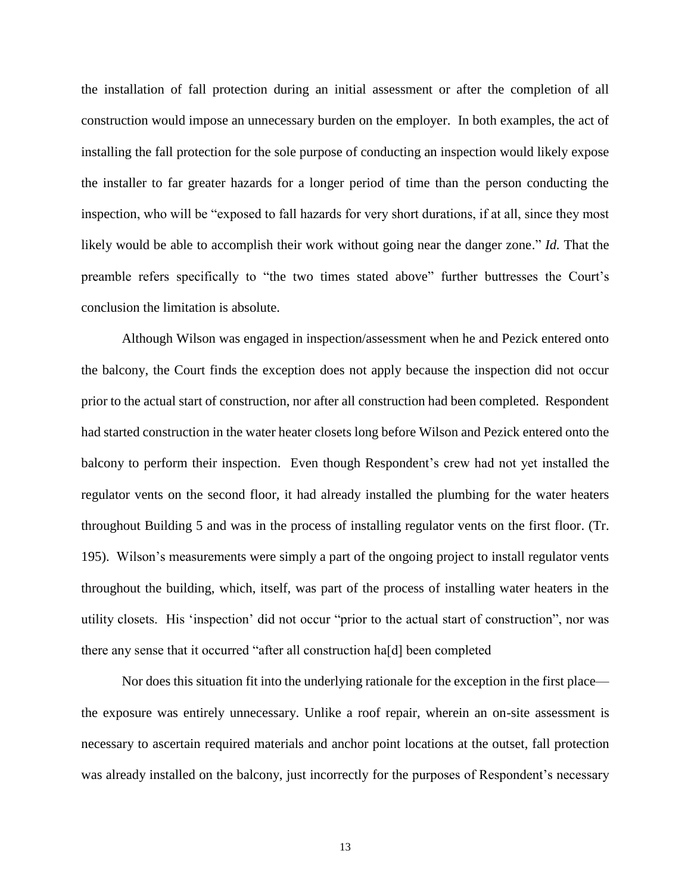the installation of fall protection during an initial assessment or after the completion of all construction would impose an unnecessary burden on the employer. In both examples, the act of installing the fall protection for the sole purpose of conducting an inspection would likely expose the installer to far greater hazards for a longer period of time than the person conducting the inspection, who will be "exposed to fall hazards for very short durations, if at all, since they most likely would be able to accomplish their work without going near the danger zone." *Id.* That the preamble refers specifically to "the two times stated above" further buttresses the Court's conclusion the limitation is absolute.

Although Wilson was engaged in inspection/assessment when he and Pezick entered onto the balcony, the Court finds the exception does not apply because the inspection did not occur prior to the actual start of construction, nor after all construction had been completed. Respondent had started construction in the water heater closets long before Wilson and Pezick entered onto the balcony to perform their inspection. Even though Respondent's crew had not yet installed the regulator vents on the second floor, it had already installed the plumbing for the water heaters throughout Building 5 and was in the process of installing regulator vents on the first floor. (Tr. 195). Wilson's measurements were simply a part of the ongoing project to install regulator vents throughout the building, which, itself, was part of the process of installing water heaters in the utility closets. His 'inspection' did not occur "prior to the actual start of construction", nor was there any sense that it occurred "after all construction ha[d] been completed

Nor does this situation fit into the underlying rationale for the exception in the first place—the exposure was entirely unnecessary. Unlike a roof repair, wherein an on-site assessment is necessary to ascertain required materials and anchor point locations at the outset, fall protection was already installed on the balcony, just incorrectly for the purposes of Respondent's necessary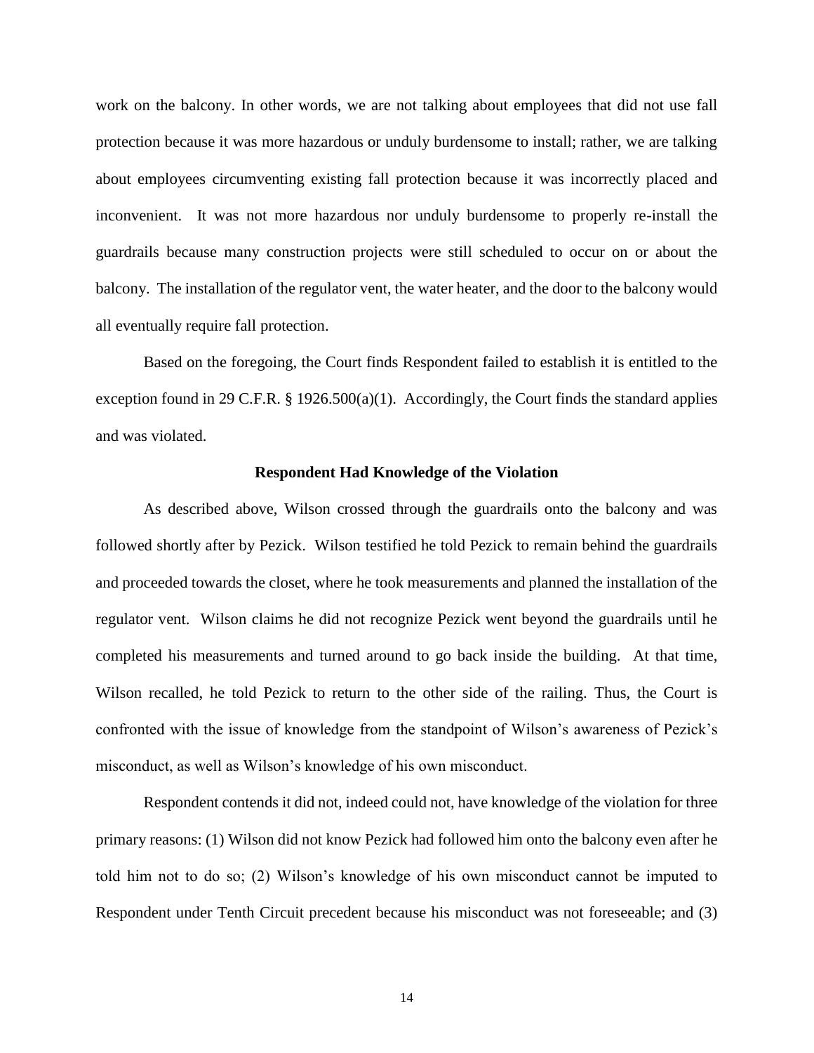work on the balcony. In other words, we are not talking about employees that did not use fall protection because it was more hazardous or unduly burdensome to install; rather, we are talking about employees circumventing existing fall protection because it was incorrectly placed and inconvenient. It was not more hazardous nor unduly burdensome to properly re-install the guardrails because many construction projects were still scheduled to occur on or about the balcony. The installation of the regulator vent, the water heater, and the door to the balcony would all eventually require fall protection.

Based on the foregoing, the Court finds Respondent failed to establish it is entitled to the exception found in 29 C.F.R. § 1926.500(a)(1). Accordingly, the Court finds the standard applies and was violated.

### Respondent Had Knowledge of the Violation

As described above, Wilson crossed through the guardrails onto the balcony and was followed shortly after by Pezick. Wilson testified he told Pezick to remain behind the guardrails and proceeded towards the closet, where he took measurements and planned the installation of the regulator vent. Wilson claims he did not recognize Pezick went beyond the guardrails until he completed his measurements and turned around to go back inside the building. At that time, Wilson recalled, he told Pezick to return to the other side of the railing. Thus, the Court is confronted with the issue of knowledge from the standpoint of Wilson's awareness of Pezick's misconduct, as well as Wilson's knowledge of his own misconduct.

Respondent contends it did not, indeed could not, have knowledge of the violation for three primary reasons: (1) Wilson did not know Pezick had followed him onto the balcony even after he told him not to do so; (2) Wilson's knowledge of his own misconduct cannot be imputed to Respondent under Tenth Circuit precedent because his misconduct was not foreseeable; and (3)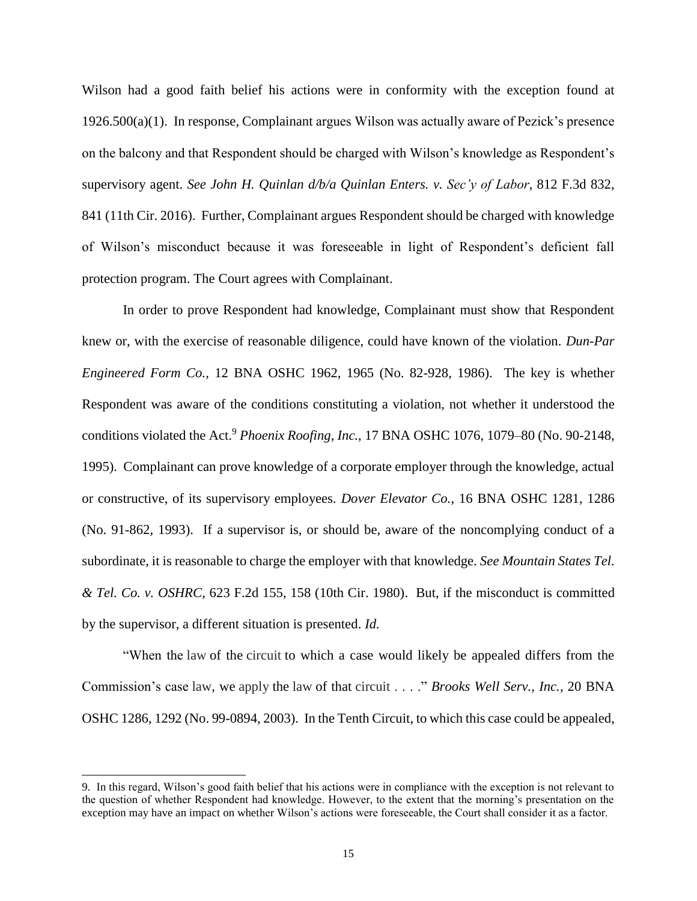Wilson had a good faith belief his actions were in conformity with the exception found at 1926.500(a)(1). In response, Complainant argues Wilson was actually aware of Pezick's presence on the balcony and that Respondent should be charged with Wilson's knowledge as Respondent's supervisory agent. *See John H. Quinlan d/b/a Quinlan Enters. v. Sec'y of Labor*, 812 F.3d 832, 841 (11th Cir. 2016). Further, Complainant argues Respondent should be charged with knowledge of Wilson's misconduct because it was foreseeable in light of Respondent's deficient fall protection program. The Court agrees with Complainant.

In order to prove Respondent had knowledge, Complainant must show that Respondent knew or, with the exercise of reasonable diligence, could have known of the violation. *Dun-Par Engineered Form Co.*, 12 BNA OSHC 1962, 1965 (No. 82-928, 1986). The key is whether Respondent was aware of the conditions constituting a violation, not whether it understood the conditions violated the Act.[9] *Phoenix Roofing, Inc.*, 17 BNA OSHC 1076, 1079–80 (No. 90-2148, 1995). Complainant can prove knowledge of a corporate employer through the knowledge, actual or constructive, of its supervisory employees. *Dover Elevator Co.*, 16 BNA OSHC 1281, 1286 (No. 91-862, 1993). If a supervisor is, or should be, aware of the noncomplying conduct of a subordinate, it is reasonable to charge the employer with that knowledge. *See Mountain States Tel. & Tel. Co. v. OSHRC*, 623 F.2d 155, 158 (10th Cir. 1980). But, if the misconduct is committed by the supervisor, a different situation is presented. *Id.*

"When the law of the circuit to which a case would likely be appealed differs from the Commission's case law, we apply the law of that circuit . . . ." *Brooks Well Serv., Inc.*, 20 BNA OSHC 1286, 1292 (No. 99-0894, 2003). In the Tenth Circuit, to which this case could be appealed,

9. In this regard, Wilson's good faith belief that his actions were in compliance with the exception is not relevant to the question of whether Respondent had knowledge. However, to the extent that the morning's presentation on the exception may have an impact on whether Wilson's actions were foreseeable, the Court shall consider it as a factor.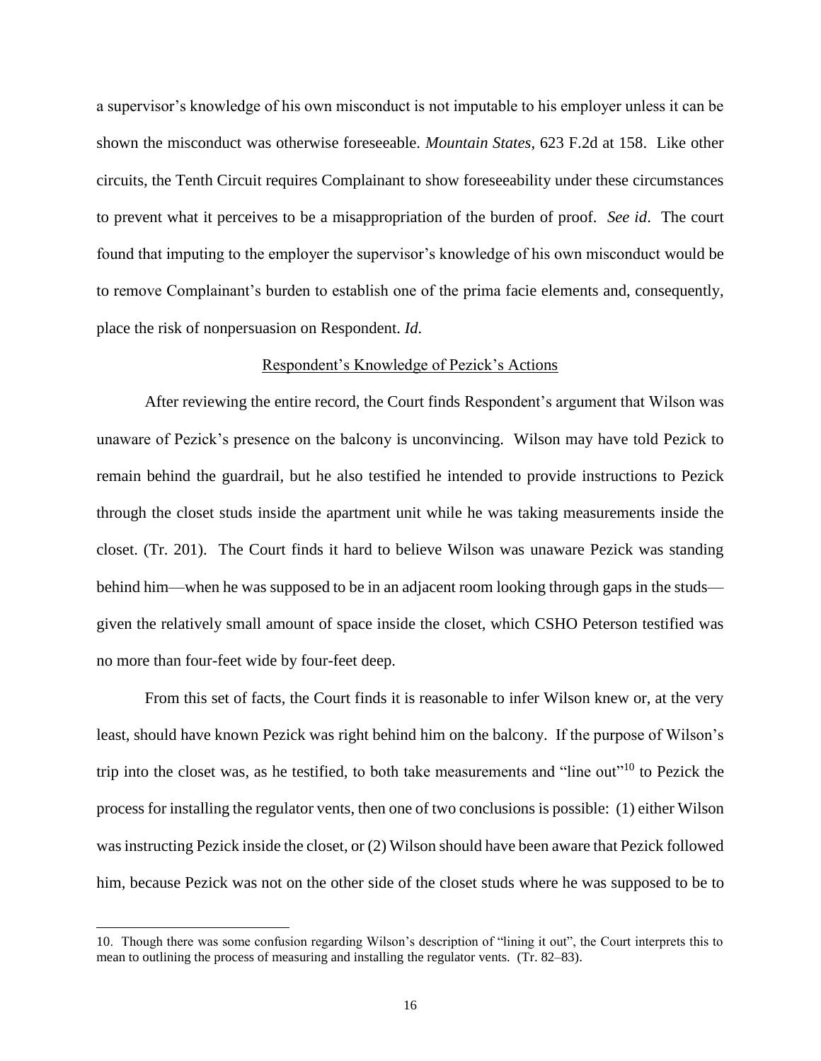a supervisor's knowledge of his own misconduct is not imputable to his employer unless it can be shown the misconduct was otherwise foreseeable. *Mountain States*, 623 F.2d at 158. Like other circuits, the Tenth Circuit requires Complainant to show foreseeability under these circumstances to prevent what it perceives to be a misappropriation of the burden of proof. *See id*. The court found that imputing to the employer the supervisor's knowledge of his own misconduct would be to remove Complainant's burden to establish one of the prima facie elements and, consequently, place the risk of nonpersuasion on Respondent. *Id*.

<u>Respondent's Knowledge of Pezick's Actions</u>

After reviewing the entire record, the Court finds Respondent's argument that Wilson was unaware of Pezick's presence on the balcony is unconvincing. Wilson may have told Pezick to remain behind the guardrail, but he also testified he intended to provide instructions to Pezick through the closet studs inside the apartment unit while he was taking measurements inside the closet. (Tr. 201). The Court finds it hard to believe Wilson was unaware Pezick was standing behind him—when he was supposed to be in an adjacent room looking through gaps in the studs—given the relatively small amount of space inside the closet, which CSHO Peterson testified was no more than four-feet wide by four-feet deep.

From this set of facts, the Court finds it is reasonable to infer Wilson knew or, at the very least, should have known Pezick was right behind him on the balcony. If the purpose of Wilson's trip into the closet was, as he testified, to both take measurements and "line out"[10] to Pezick the process for installing the regulator vents, then one of two conclusions is possible: (1) either Wilson was instructing Pezick inside the closet, or (2) Wilson should have been aware that Pezick followed him, because Pezick was not on the other side of the closet studs where he was supposed to be to

---

10. Though there was some confusion regarding Wilson's description of "lining it out", the Court interprets this to mean to outlining the process of measuring and installing the regulator vents. (Tr. 82–83).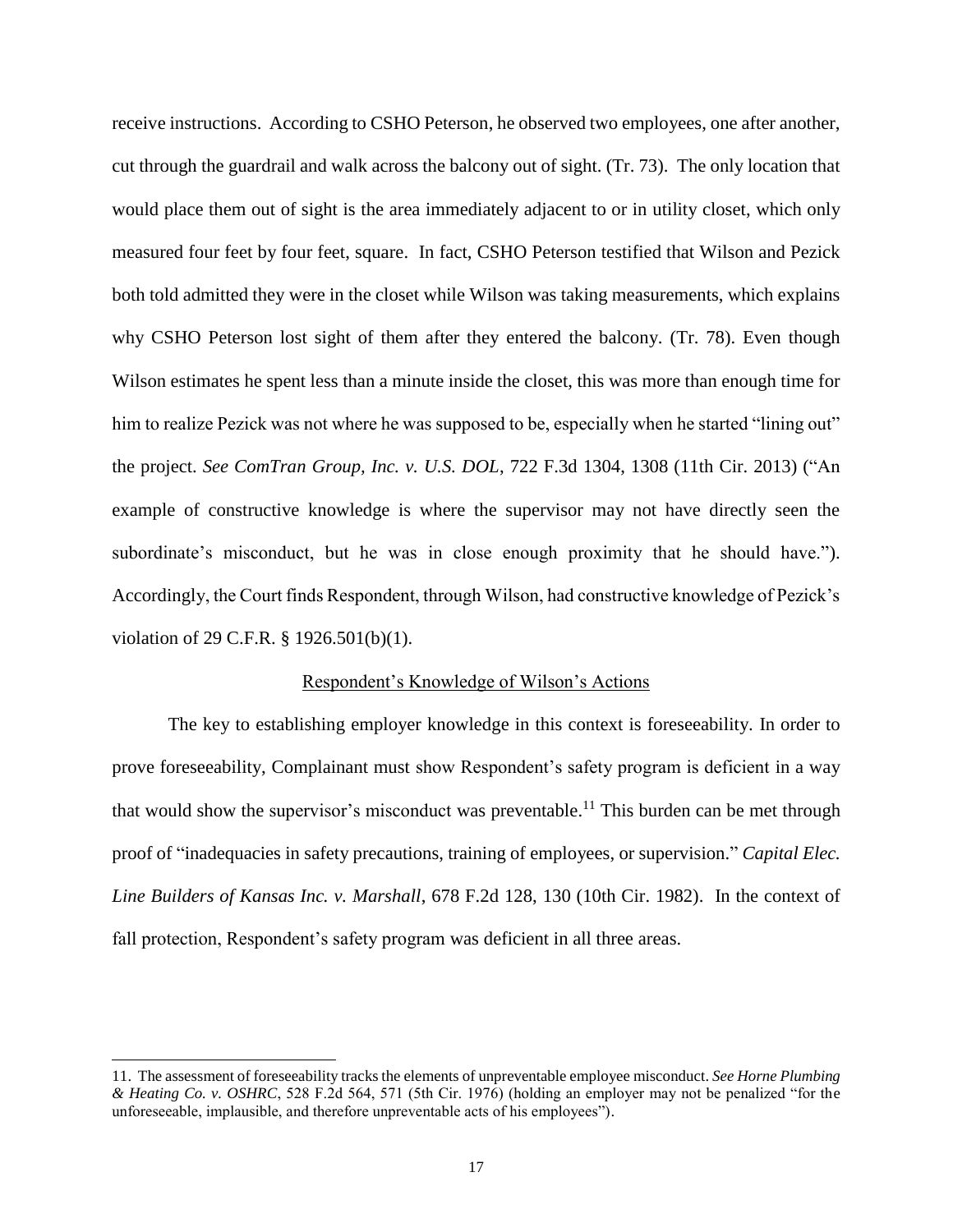receive instructions. According to CSHO Peterson, he observed two employees, one after another, cut through the guardrail and walk across the balcony out of sight. (Tr. 73). The only location that would place them out of sight is the area immediately adjacent to or in utility closet, which only measured four feet by four feet, square. In fact, CSHO Peterson testified that Wilson and Pezick both told admitted they were in the closet while Wilson was taking measurements, which explains why CSHO Peterson lost sight of them after they entered the balcony. (Tr. 78). Even though Wilson estimates he spent less than a minute inside the closet, this was more than enough time for him to realize Pezick was not where he was supposed to be, especially when he started "lining out" the project. *See ComTran Group, Inc. v. U.S. DOL*, 722 F.3d 1304, 1308 (11th Cir. 2013) ("An example of constructive knowledge is where the supervisor may not have directly seen the subordinate's misconduct, but he was in close enough proximity that he should have."). Accordingly, the Court finds Respondent, through Wilson, had constructive knowledge of Pezick's violation of 29 C.F.R. § 1926.501(b)(1).

<u>Respondent's Knowledge of Wilson's Actions</u>

The key to establishing employer knowledge in this context is foreseeability. In order to prove foreseeability, Complainant must show Respondent's safety program is deficient in a way that would show the supervisor's misconduct was preventable.[11] This burden can be met through proof of "inadequacies in safety precautions, training of employees, or supervision." *Capital Elec. Line Builders of Kansas Inc. v. Marshall*, 678 F.2d 128, 130 (10th Cir. 1982). In the context of fall protection, Respondent's safety program was deficient in all three areas.

---

11. The assessment of foreseeability tracks the elements of unpreventable employee misconduct. *See Horne Plumbing & Heating Co. v. OSHRC*, 528 F.2d 564, 571 (5th Cir. 1976) (holding an employer may not be penalized "for the unforeseeable, implausible, and therefore unpreventable acts of his employees").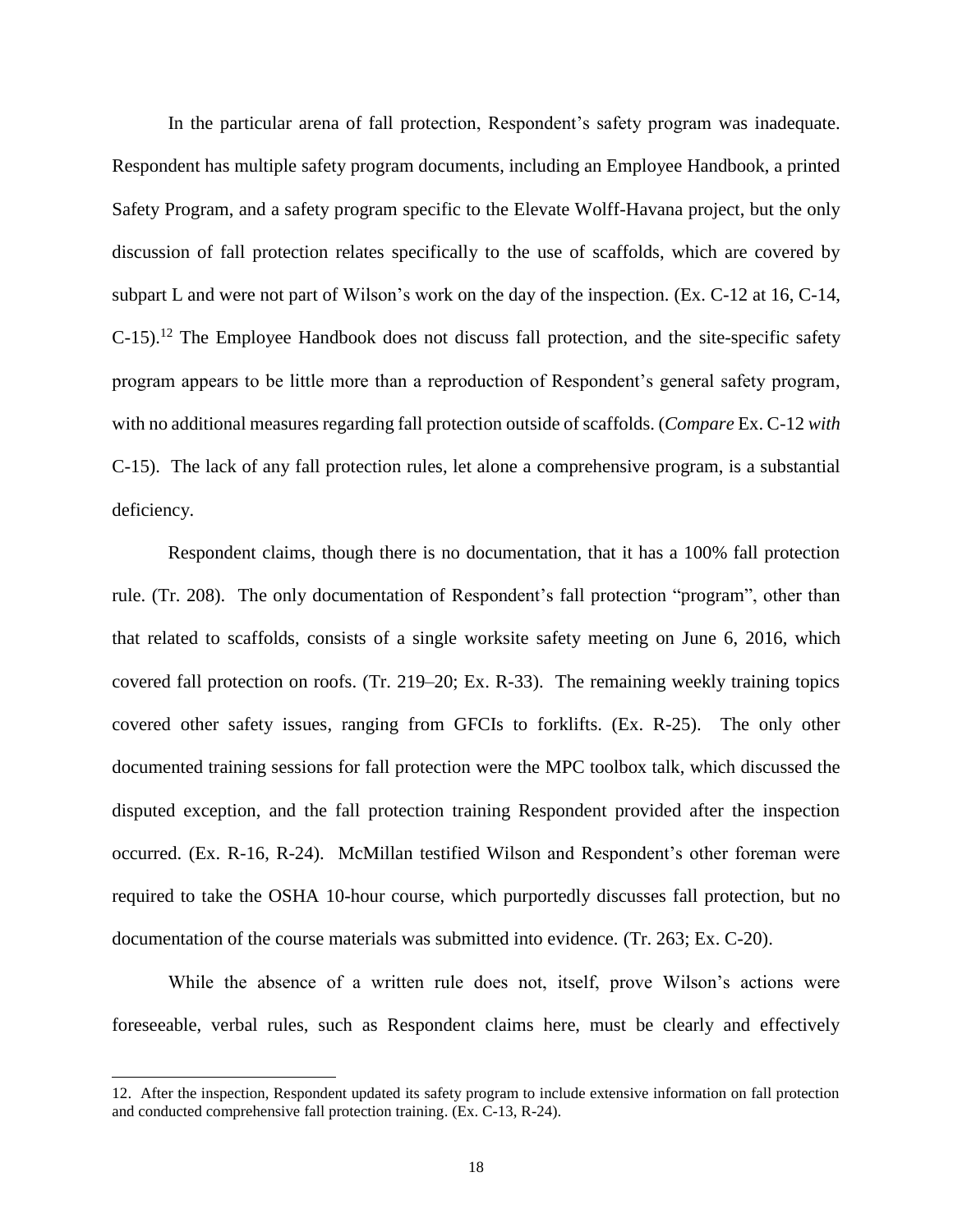In the particular arena of fall protection, Respondent's safety program was inadequate. Respondent has multiple safety program documents, including an Employee Handbook, a printed Safety Program, and a safety program specific to the Elevate Wolff-Havana project, but the only discussion of fall protection relates specifically to the use of scaffolds, which are covered by subpart L and were not part of Wilson's work on the day of the inspection. (Ex. C-12 at 16, C-14, C-15).[12] The Employee Handbook does not discuss fall protection, and the site-specific safety program appears to be little more than a reproduction of Respondent's general safety program, with no additional measures regarding fall protection outside of scaffolds. (*Compare* Ex. C-12 *with* C-15). The lack of any fall protection rules, let alone a comprehensive program, is a substantial deficiency.

Respondent claims, though there is no documentation, that it has a 100% fall protection rule. (Tr. 208). The only documentation of Respondent's fall protection "program", other than that related to scaffolds, consists of a single worksite safety meeting on June 6, 2016, which covered fall protection on roofs. (Tr. 219–20; Ex. R-33). The remaining weekly training topics covered other safety issues, ranging from GFCIs to forklifts. (Ex. R-25). The only other documented training sessions for fall protection were the MPC toolbox talk, which discussed the disputed exception, and the fall protection training Respondent provided after the inspection occurred. (Ex. R-16, R-24). McMillan testified Wilson and Respondent's other foreman were required to take the OSHA 10-hour course, which purportedly discusses fall protection, but no documentation of the course materials was submitted into evidence. (Tr. 263; Ex. C-20).

While the absence of a written rule does not, itself, prove Wilson's actions were foreseeable, verbal rules, such as Respondent claims here, must be clearly and effectively

12. After the inspection, Respondent updated its safety program to include extensive information on fall protection and conducted comprehensive fall protection training. (Ex. C-13, R-24).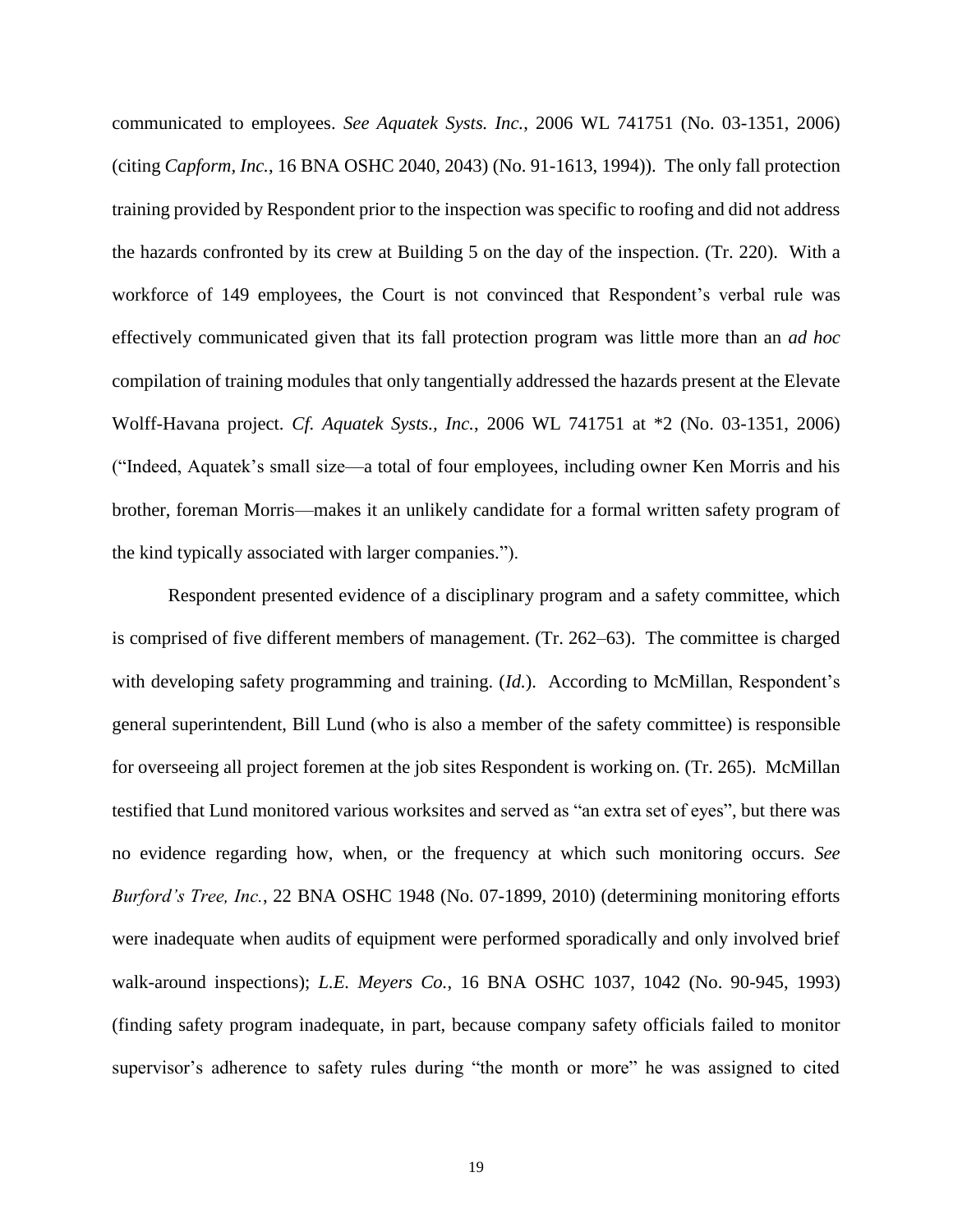communicated to employees. *See Aquatek Systs. Inc.*, 2006 WL 741751 (No. 03-1351, 2006) (citing *Capform, Inc.*, 16 BNA OSHC 2040, 2043) (No. 91-1613, 1994)). The only fall protection training provided by Respondent prior to the inspection was specific to roofing and did not address the hazards confronted by its crew at Building 5 on the day of the inspection. (Tr. 220). With a workforce of 149 employees, the Court is not convinced that Respondent's verbal rule was effectively communicated given that its fall protection program was little more than an *ad hoc* compilation of training modules that only tangentially addressed the hazards present at the Elevate Wolff-Havana project. *Cf. Aquatek Systs., Inc.*, 2006 WL 741751 at *2 (No. 03-1351, 2006) ("Indeed, Aquatek's small size—a total of four employees, including owner Ken Morris and his brother, foreman Morris—makes it an unlikely candidate for a formal written safety program of the kind typically associated with larger companies.").

Respondent presented evidence of a disciplinary program and a safety committee, which is comprised of five different members of management. (Tr. 262–63). The committee is charged with developing safety programming and training. (*Id.*). According to McMillan, Respondent's general superintendent, Bill Lund (who is also a member of the safety committee) is responsible for overseeing all project foremen at the job sites Respondent is working on. (Tr. 265). McMillan testified that Lund monitored various worksites and served as "an extra set of eyes", but there was no evidence regarding how, when, or the frequency at which such monitoring occurs. *See Burford's Tree, Inc.*, 22 BNA OSHC 1948 (No. 07-1899, 2010) (determining monitoring efforts were inadequate when audits of equipment were performed sporadically and only involved brief walk-around inspections); *L.E. Meyers Co.*, 16 BNA OSHC 1037, 1042 (No. 90-945, 1993) (finding safety program inadequate, in part, because company safety officials failed to monitor supervisor's adherence to safety rules during "the month or more" he was assigned to cited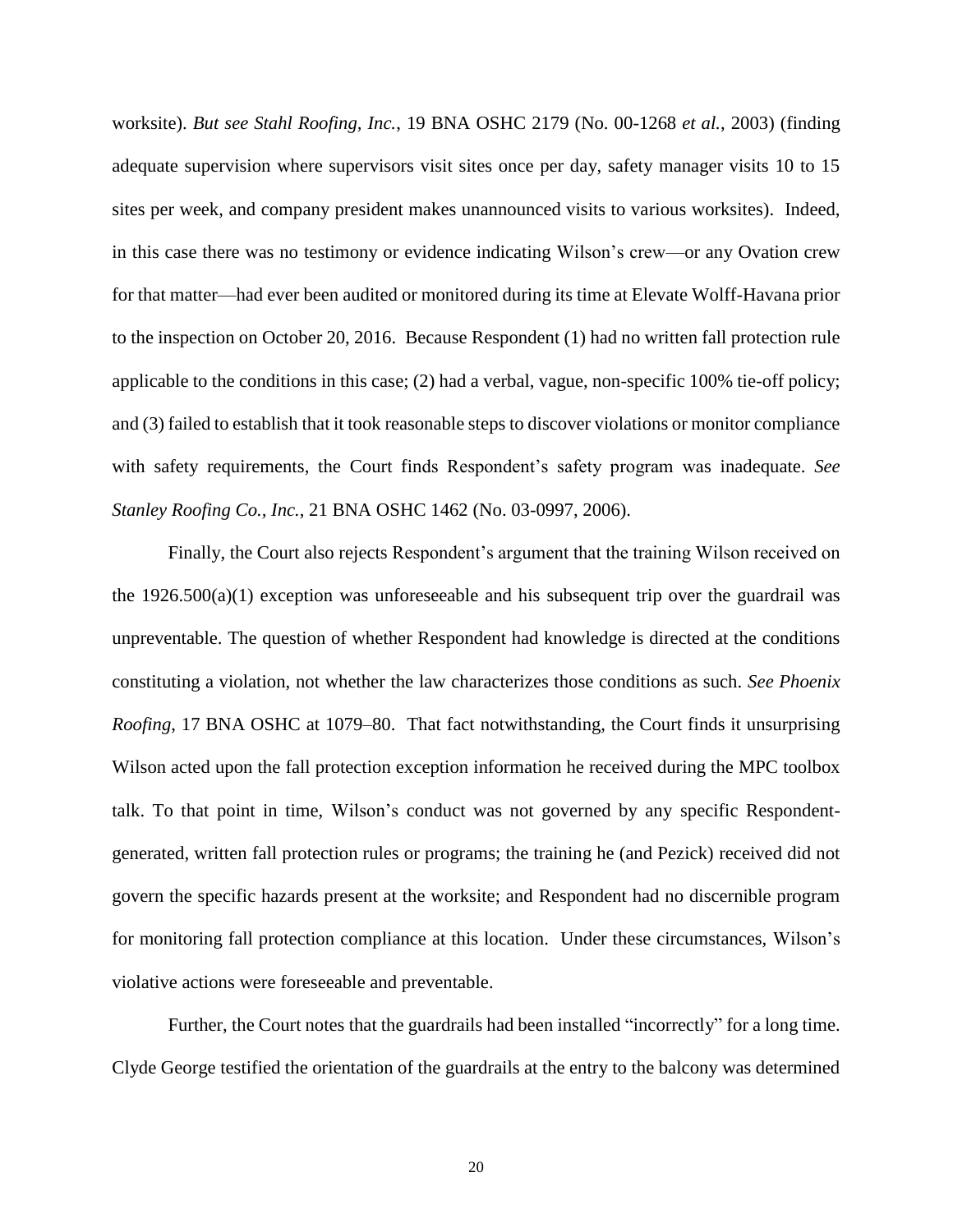worksite). *But see Stahl Roofing, Inc.*, 19 BNA OSHC 2179 (No. 00-1268 *et al.*, 2003) (finding adequate supervision where supervisors visit sites once per day, safety manager visits 10 to 15 sites per week, and company president makes unannounced visits to various worksites). Indeed, in this case there was no testimony or evidence indicating Wilson's crew—or any Ovation crew for that matter—had ever been audited or monitored during its time at Elevate Wolff-Havana prior to the inspection on October 20, 2016. Because Respondent (1) had no written fall protection rule applicable to the conditions in this case; (2) had a verbal, vague, non-specific 100% tie-off policy; and (3) failed to establish that it took reasonable steps to discover violations or monitor compliance with safety requirements, the Court finds Respondent's safety program was inadequate. *See Stanley Roofing Co., Inc.*, 21 BNA OSHC 1462 (No. 03-0997, 2006).

Finally, the Court also rejects Respondent's argument that the training Wilson received on the 1926.500(a)(1) exception was unforeseeable and his subsequent trip over the guardrail was unpreventable. The question of whether Respondent had knowledge is directed at the conditions constituting a violation, not whether the law characterizes those conditions as such. *See Phoenix Roofing*, 17 BNA OSHC at 1079–80. That fact notwithstanding, the Court finds it unsurprising Wilson acted upon the fall protection exception information he received during the MPC toolbox talk. To that point in time, Wilson's conduct was not governed by any specific Respondent-generated, written fall protection rules or programs; the training he (and Pezick) received did not govern the specific hazards present at the worksite; and Respondent had no discernible program for monitoring fall protection compliance at this location. Under these circumstances, Wilson's violative actions were foreseeable and preventable.

Further, the Court notes that the guardrails had been installed "incorrectly" for a long time. Clyde George testified the orientation of the guardrails at the entry to the balcony was determined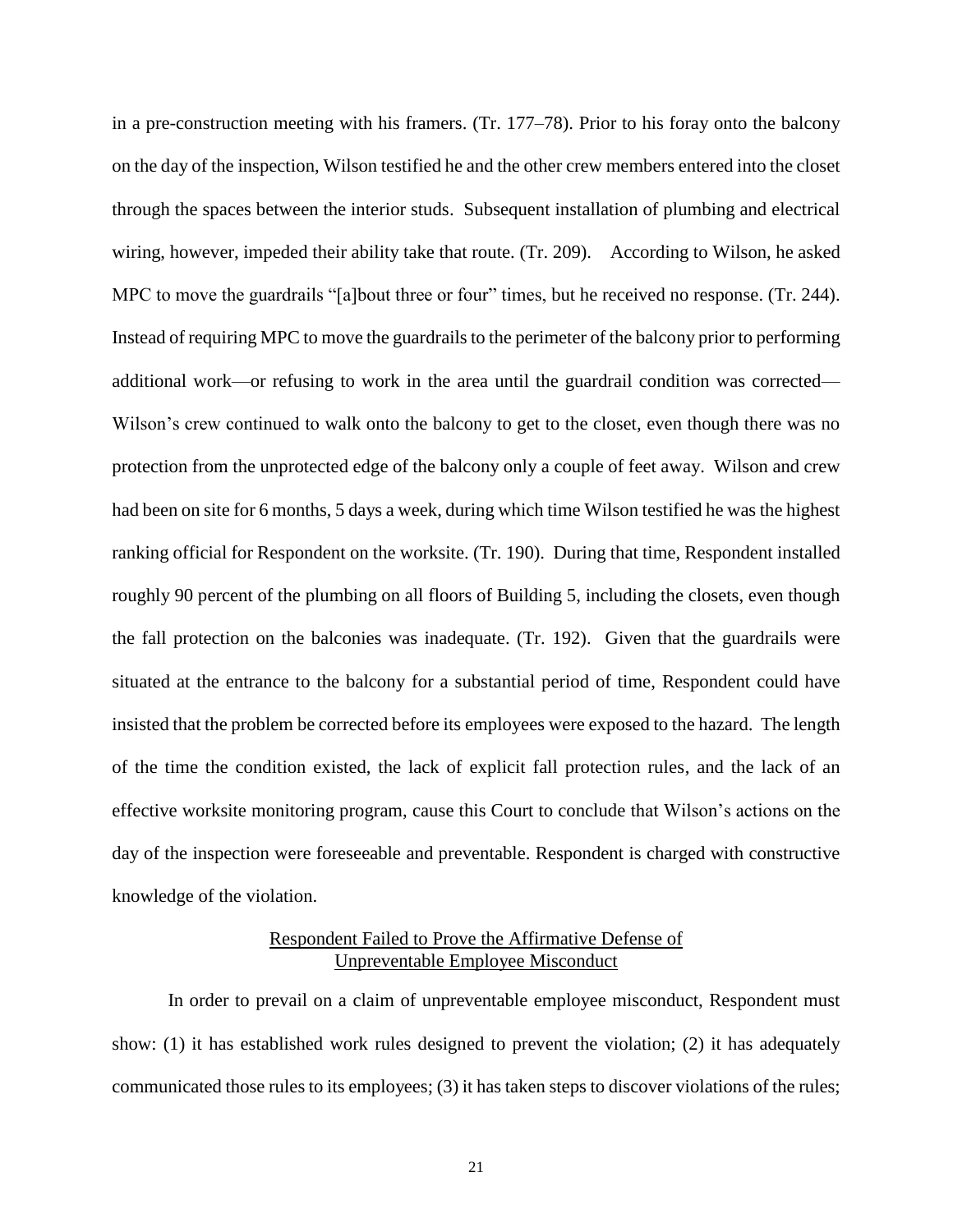in a pre-construction meeting with his framers. (Tr. 177–78). Prior to his foray onto the balcony on the day of the inspection, Wilson testified he and the other crew members entered into the closet through the spaces between the interior studs. Subsequent installation of plumbing and electrical wiring, however, impeded their ability take that route. (Tr. 209). According to Wilson, he asked MPC to move the guardrails "[a]bout three or four" times, but he received no response. (Tr. 244). Instead of requiring MPC to move the guardrails to the perimeter of the balcony prior to performing additional work—or refusing to work in the area until the guardrail condition was corrected—Wilson's crew continued to walk onto the balcony to get to the closet, even though there was no protection from the unprotected edge of the balcony only a couple of feet away. Wilson and crew had been on site for 6 months, 5 days a week, during which time Wilson testified he was the highest ranking official for Respondent on the worksite. (Tr. 190). During that time, Respondent installed roughly 90 percent of the plumbing on all floors of Building 5, including the closets, even though the fall protection on the balconies was inadequate. (Tr. 192). Given that the guardrails were situated at the entrance to the balcony for a substantial period of time, Respondent could have insisted that the problem be corrected before its employees were exposed to the hazard. The length of the time the condition existed, the lack of explicit fall protection rules, and the lack of an effective worksite monitoring program, cause this Court to conclude that Wilson's actions on the day of the inspection were foreseeable and preventable. Respondent is charged with constructive knowledge of the violation.

<u>Respondent Failed to Prove the Affirmative Defense of Unpreventable Employee Misconduct</u>

In order to prevail on a claim of unpreventable employee misconduct, Respondent must show: (1) it has established work rules designed to prevent the violation; (2) it has adequately communicated those rules to its employees; (3) it has taken steps to discover violations of the rules;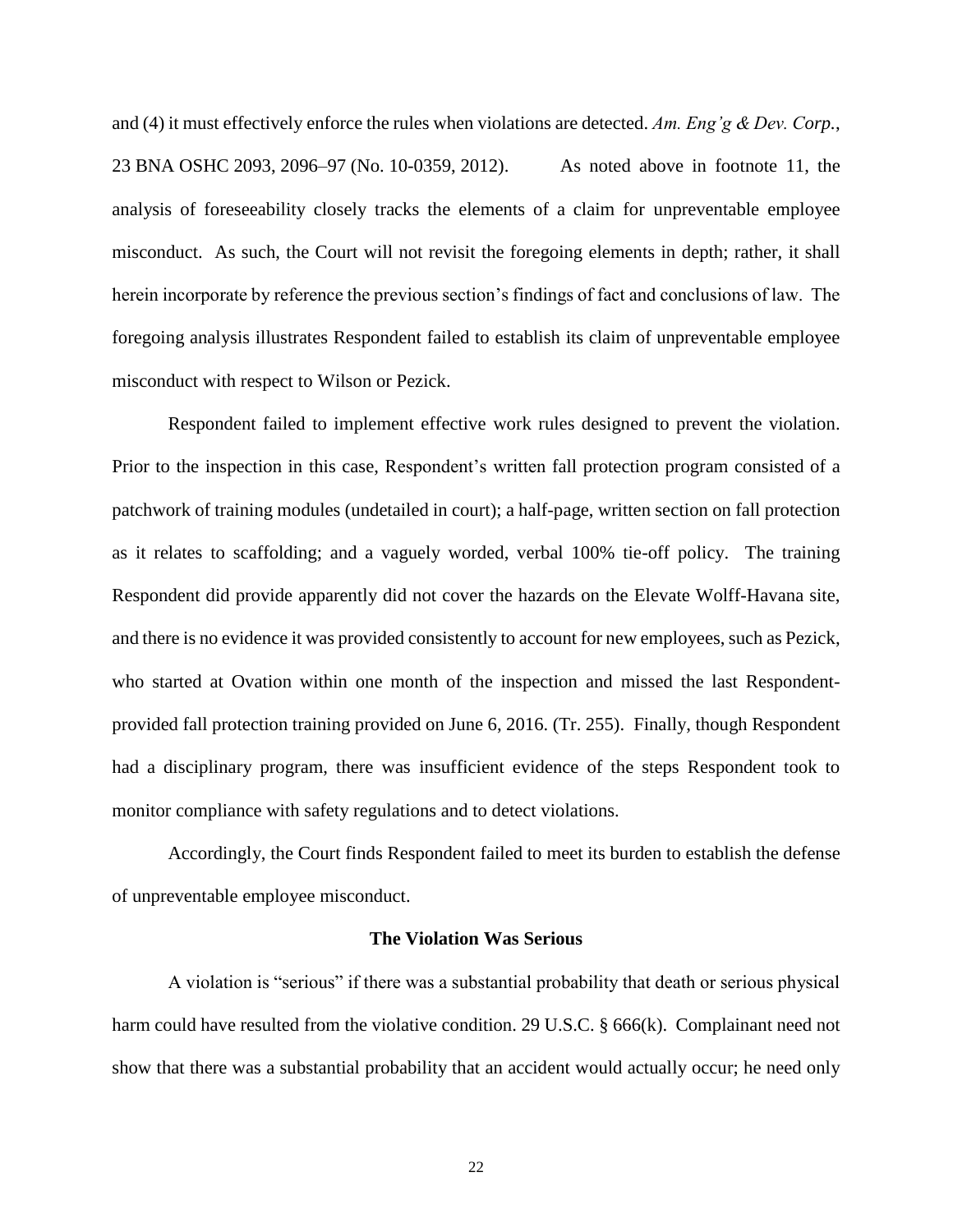and (4) it must effectively enforce the rules when violations are detected. *Am. Eng'g & Dev. Corp.*, 23 BNA OSHC 2093, 2096–97 (No. 10-0359, 2012). As noted above in footnote 11, the analysis of foreseeability closely tracks the elements of a claim for unpreventable employee misconduct. As such, the Court will not revisit the foregoing elements in depth; rather, it shall herein incorporate by reference the previous section's findings of fact and conclusions of law. The foregoing analysis illustrates Respondent failed to establish its claim of unpreventable employee misconduct with respect to Wilson or Pezick.

Respondent failed to implement effective work rules designed to prevent the violation. Prior to the inspection in this case, Respondent's written fall protection program consisted of a patchwork of training modules (undetailed in court); a half-page, written section on fall protection as it relates to scaffolding; and a vaguely worded, verbal 100% tie-off policy. The training Respondent did provide apparently did not cover the hazards on the Elevate Wolff-Havana site, and there is no evidence it was provided consistently to account for new employees, such as Pezick, who started at Ovation within one month of the inspection and missed the last Respondent-provided fall protection training provided on June 6, 2016. (Tr. 255). Finally, though Respondent had a disciplinary program, there was insufficient evidence of the steps Respondent took to monitor compliance with safety regulations and to detect violations.

Accordingly, the Court finds Respondent failed to meet its burden to establish the defense of unpreventable employee misconduct.

### The Violation Was Serious

A violation is "serious" if there was a substantial probability that death or serious physical harm could have resulted from the violative condition. 29 U.S.C. § 666(k). Complainant need not show that there was a substantial probability that an accident would actually occur; he need only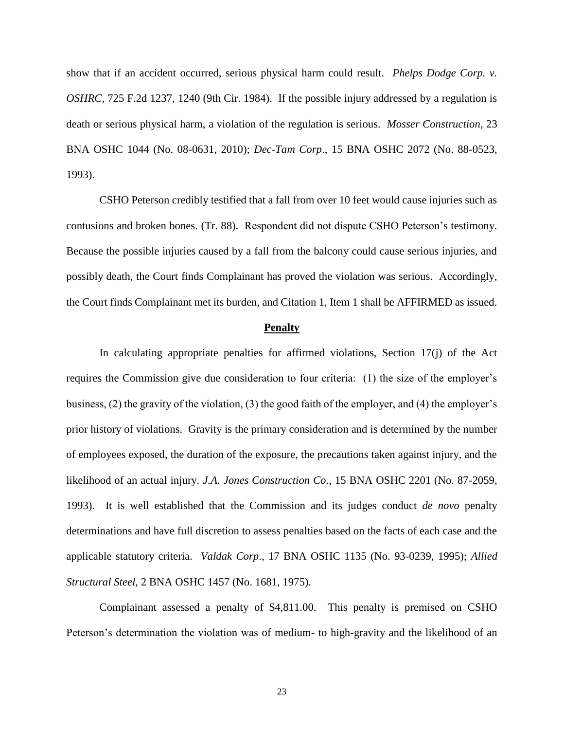show that if an accident occurred, serious physical harm could result. *Phelps Dodge Corp. v. OSHRC*, 725 F.2d 1237, 1240 (9th Cir. 1984). If the possible injury addressed by a regulation is death or serious physical harm, a violation of the regulation is serious. *Mosser Construction*, 23 BNA OSHC 1044 (No. 08-0631, 2010); *Dec-Tam Corp*., 15 BNA OSHC 2072 (No. 88-0523, 1993).

CSHO Peterson credibly testified that a fall from over 10 feet would cause injuries such as contusions and broken bones. (Tr. 88). Respondent did not dispute CSHO Peterson's testimony. Because the possible injuries caused by a fall from the balcony could cause serious injuries, and possibly death, the Court finds Complainant has proved the violation was serious. Accordingly, the Court finds Complainant met its burden, and Citation 1, Item 1 shall be AFFIRMED as issued.

## **Penalty**

In calculating appropriate penalties for affirmed violations, Section 17(j) of the Act requires the Commission give due consideration to four criteria: (1) the size of the employer's business, (2) the gravity of the violation, (3) the good faith of the employer, and (4) the employer's prior history of violations. Gravity is the primary consideration and is determined by the number of employees exposed, the duration of the exposure, the precautions taken against injury, and the likelihood of an actual injury. *J.A. Jones Construction Co.*, 15 BNA OSHC 2201 (No. 87-2059, 1993). It is well established that the Commission and its judges conduct *de novo* penalty determinations and have full discretion to assess penalties based on the facts of each case and the applicable statutory criteria. *Valdak Corp*., 17 BNA OSHC 1135 (No. 93-0239, 1995); *Allied Structural Steel*, 2 BNA OSHC 1457 (No. 1681, 1975).

Complainant assessed a penalty of $4,811.00. This penalty is premised on CSHO Peterson's determination the violation was of medium- to high-gravity and the likelihood of an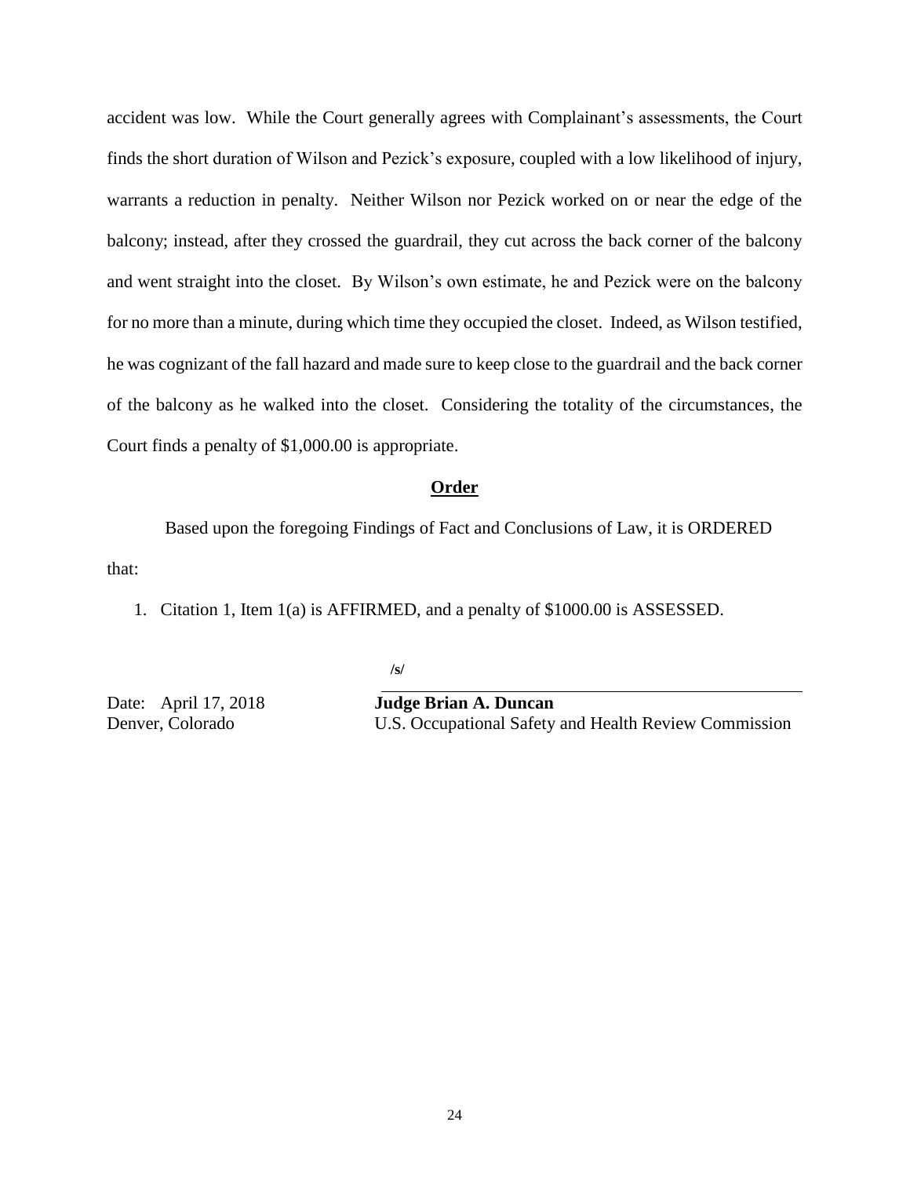accident was low. While the Court generally agrees with Complainant's assessments, the Court finds the short duration of Wilson and Pezick's exposure, coupled with a low likelihood of injury, warrants a reduction in penalty. Neither Wilson nor Pezick worked on or near the edge of the balcony; instead, after they crossed the guardrail, they cut across the back corner of the balcony and went straight into the closet. By Wilson's own estimate, he and Pezick were on the balcony for no more than a minute, during which time they occupied the closet. Indeed, as Wilson testified, he was cognizant of the fall hazard and made sure to keep close to the guardrail and the back corner of the balcony as he walked into the closet. Considering the totality of the circumstances, the Court finds a penalty of $1,000.00 is appropriate.

## Order

Based upon the foregoing Findings of Fact and Conclusions of Law, it is ORDERED that:

1. Citation 1, Item 1(a) is AFFIRMED, and a penalty of $1000.00 is ASSESSED.

/s/

**Judge Brian A. Duncan**
U.S. Occupational Safety and Health Review Commission

Date: April 17, 2018
Denver, Colorado